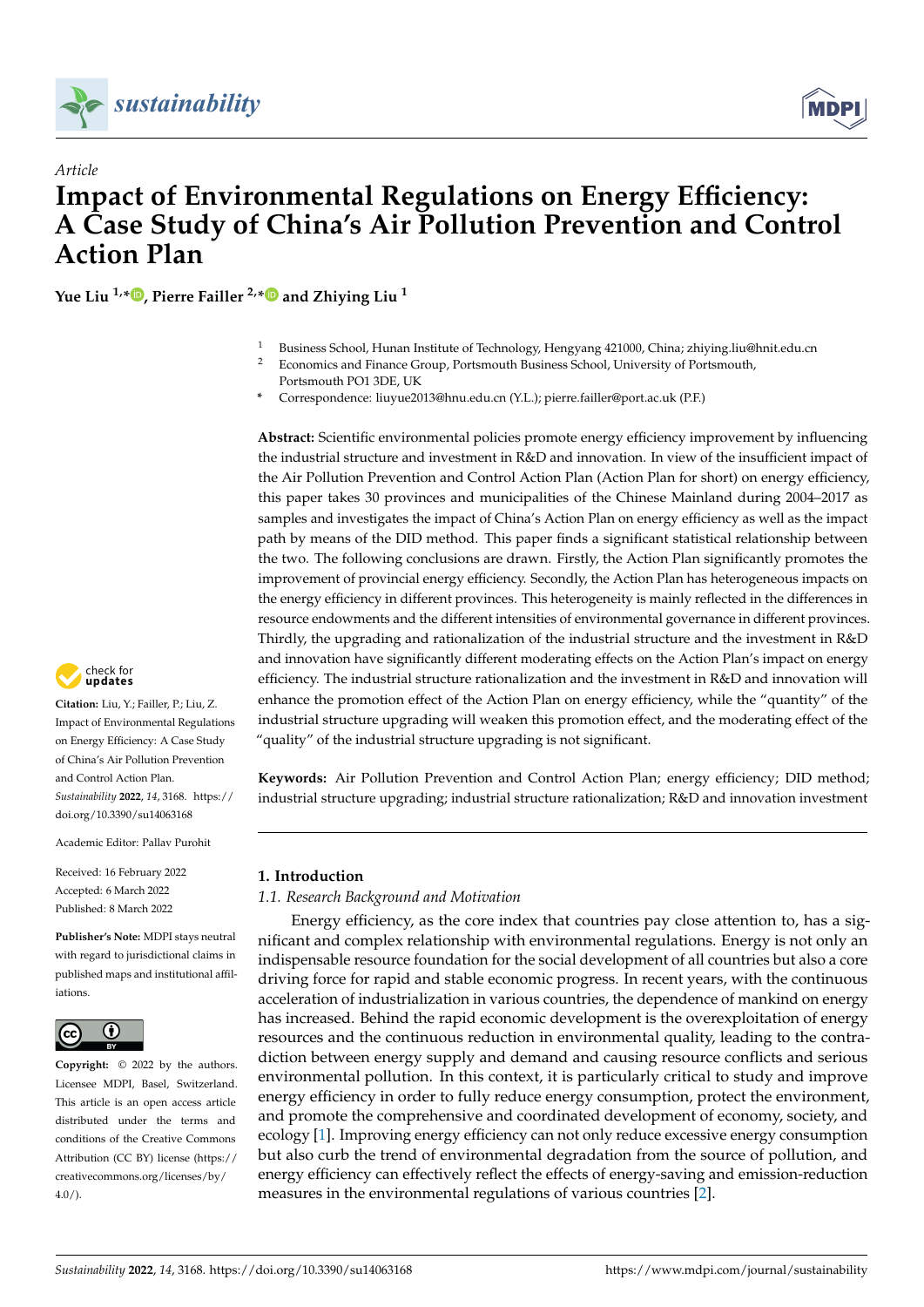*Article*

# Impact of Environmental Regulations on Energy Efficiency: A Case Study of China's Air Pollution Prevention and Control Action Plan

**Yue Liu [1,*], Pierre Failler [2,*] and Zhiying Liu [1]**

[1] Business School, Hunan Institute of Technology, Hengyang 421000, China; zhiying.liu@hnit.edu.cn

[2] Economics and Finance Group, Portsmouth Business School, University of Portsmouth, Portsmouth PO1 3DE, UK

\* Correspondence: liuyue2013@hnu.edu.cn (Y.L.); pierre.failler@port.ac.uk (P.F.)

**Abstract:** Scientific environmental policies promote energy efficiency improvement by influencing the industrial structure and investment in R&D and innovation. In view of the insufficient impact of the Air Pollution Prevention and Control Action Plan (Action Plan for short) on energy efficiency, this paper takes 30 provinces and municipalities of the Chinese Mainland during 2004–2017 as samples and investigates the impact of China's Action Plan on energy efficiency as well as the impact path by means of the DID method. This paper finds a significant statistical relationship between the two. The following conclusions are drawn. Firstly, the Action Plan significantly promotes the improvement of provincial energy efficiency. Secondly, the Action Plan has heterogeneous impacts on the energy efficiency in different provinces. This heterogeneity is mainly reflected in the differences in resource endowments and the different intensities of environmental governance in different provinces. Thirdly, the upgrading and rationalization of the industrial structure and the investment in R&D and innovation have significantly different moderating effects on the Action Plan's impact on energy efficiency. The industrial structure rationalization and the investment in R&D and innovation will enhance the promotion effect of the Action Plan on energy efficiency, while the "quantity" of the industrial structure upgrading will weaken this promotion effect, and the moderating effect of the "quality" of the industrial structure upgrading is not significant.

**Keywords:** Air Pollution Prevention and Control Action Plan; energy efficiency; DID method; industrial structure upgrading; industrial structure rationalization; R&D and innovation investment

**Citation:** Liu, Y.; Failler, P.; Liu, Z. Impact of Environmental Regulations on Energy Efficiency: A Case Study of China's Air Pollution Prevention and Control Action Plan. *Sustainability* **2022**, *14*, 3168. https://doi.org/10.3390/su14063168

Academic Editor: Pallav Purohit

Received: 16 February 2022
Accepted: 6 March 2022
Published: 8 March 2022

**Publisher's Note:** MDPI stays neutral with regard to jurisdictional claims in published maps and institutional affiliations.

**Copyright:** © 2022 by the authors. Licensee MDPI, Basel, Switzerland. This article is an open access article distributed under the terms and conditions of the Creative Commons Attribution (CC BY) license (https://creativecommons.org/licenses/by/4.0/).

## 1. Introduction

### 1.1. Research Background and Motivation

Energy efficiency, as the core index that countries pay close attention to, has a significant and complex relationship with environmental regulations. Energy is not only an indispensable resource foundation for the social development of all countries but also a core driving force for rapid and stable economic progress. In recent years, with the continuous acceleration of industrialization in various countries, the dependence of mankind on energy has increased. Behind the rapid economic development is the overexploitation of energy resources and the continuous reduction in environmental quality, leading to the contradiction between energy supply and demand and causing resource conflicts and serious environmental pollution. In this context, it is particularly critical to study and improve energy efficiency in order to fully reduce energy consumption, protect the environment, and promote the comprehensive and coordinated development of economy, society, and ecology [1]. Improving energy efficiency can not only reduce excessive energy consumption but also curb the trend of environmental degradation from the source of pollution, and energy efficiency can effectively reflect the effects of energy-saving and emission-reduction measures in the environmental regulations of various countries [2].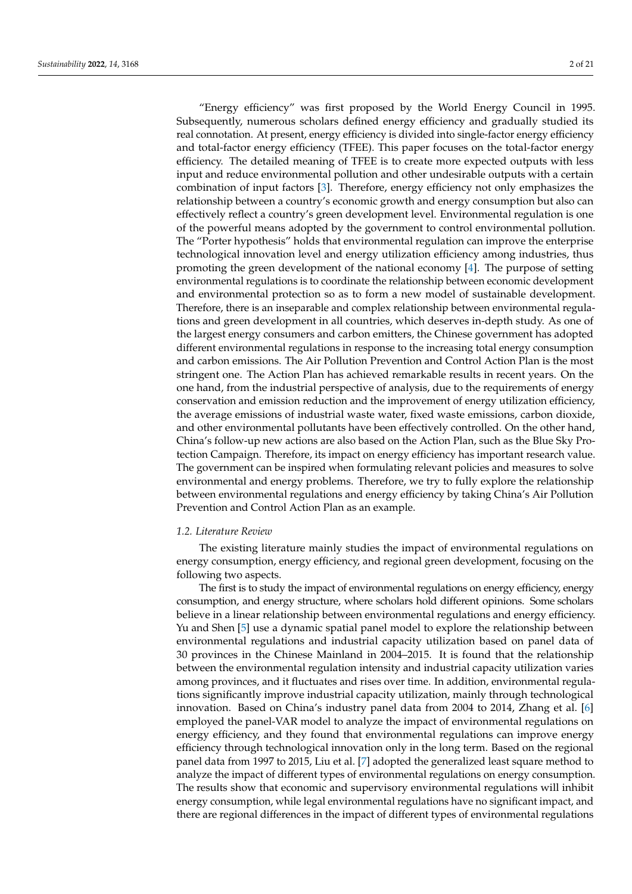"Energy efficiency" was first proposed by the World Energy Council in 1995. Subsequently, numerous scholars defined energy efficiency and gradually studied its real connotation. At present, energy efficiency is divided into single-factor energy efficiency and total-factor energy efficiency (TFEE). This paper focuses on the total-factor energy efficiency. The detailed meaning of TFEE is to create more expected outputs with less input and reduce environmental pollution and other undesirable outputs with a certain combination of input factors [3]. Therefore, energy efficiency not only emphasizes the relationship between a country's economic growth and energy consumption but also can effectively reflect a country's green development level. Environmental regulation is one of the powerful means adopted by the government to control environmental pollution. The "Porter hypothesis" holds that environmental regulation can improve the enterprise technological innovation level and energy utilization efficiency among industries, thus promoting the green development of the national economy [4]. The purpose of setting environmental regulations is to coordinate the relationship between economic development and environmental protection so as to form a new model of sustainable development. Therefore, there is an inseparable and complex relationship between environmental regulations and green development in all countries, which deserves in-depth study. As one of the largest energy consumers and carbon emitters, the Chinese government has adopted different environmental regulations in response to the increasing total energy consumption and carbon emissions. The Air Pollution Prevention and Control Action Plan is the most stringent one. The Action Plan has achieved remarkable results in recent years. On the one hand, from the industrial perspective of analysis, due to the requirements of energy conservation and emission reduction and the improvement of energy utilization efficiency, the average emissions of industrial waste water, fixed waste emissions, carbon dioxide, and other environmental pollutants have been effectively controlled. On the other hand, China's follow-up new actions are also based on the Action Plan, such as the Blue Sky Protection Campaign. Therefore, its impact on energy efficiency has important research value. The government can be inspired when formulating relevant policies and measures to solve environmental and energy problems. Therefore, we try to fully explore the relationship between environmental regulations and energy efficiency by taking China's Air Pollution Prevention and Control Action Plan as an example.

### *1.2. Literature Review*

The existing literature mainly studies the impact of environmental regulations on energy consumption, energy efficiency, and regional green development, focusing on the following two aspects.

The first is to study the impact of environmental regulations on energy efficiency, energy consumption, and energy structure, where scholars hold different opinions. Some scholars believe in a linear relationship between environmental regulations and energy efficiency. Yu and Shen [5] use a dynamic spatial panel model to explore the relationship between environmental regulations and industrial capacity utilization based on panel data of 30 provinces in the Chinese Mainland in 2004–2015. It is found that the relationship between the environmental regulation intensity and industrial capacity utilization varies among provinces, and it fluctuates and rises over time. In addition, environmental regulations significantly improve industrial capacity utilization, mainly through technological innovation. Based on China's industry panel data from 2004 to 2014, Zhang et al. [6] employed the panel-VAR model to analyze the impact of environmental regulations on energy efficiency, and they found that environmental regulations can improve energy efficiency through technological innovation only in the long term. Based on the regional panel data from 1997 to 2015, Liu et al. [7] adopted the generalized least square method to analyze the impact of different types of environmental regulations on energy consumption. The results show that economic and supervisory environmental regulations will inhibit energy consumption, while legal environmental regulations have no significant impact, and there are regional differences in the impact of different types of environmental regulations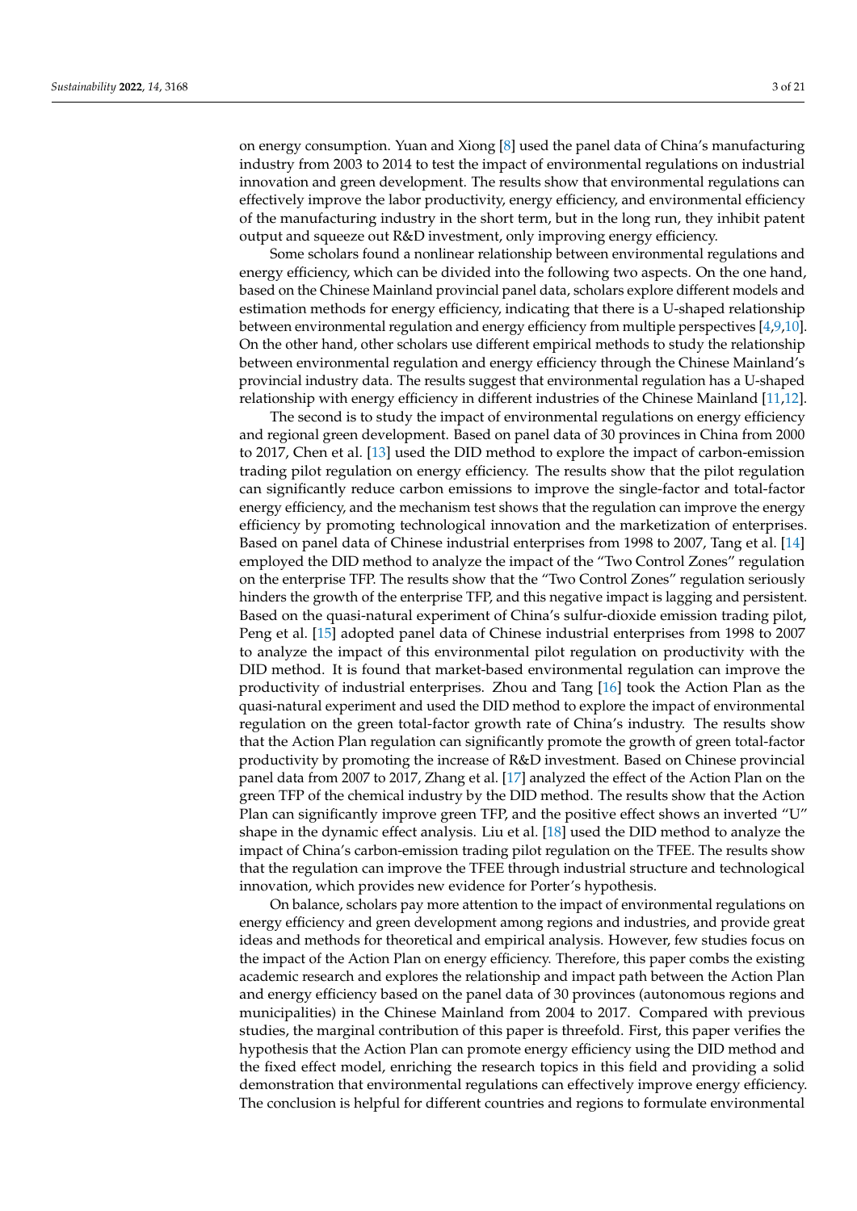on energy consumption. Yuan and Xiong [8] used the panel data of China's manufacturing industry from 2003 to 2014 to test the impact of environmental regulations on industrial innovation and green development. The results show that environmental regulations can effectively improve the labor productivity, energy efficiency, and environmental efficiency of the manufacturing industry in the short term, but in the long run, they inhibit patent output and squeeze out R&D investment, only improving energy efficiency.

Some scholars found a nonlinear relationship between environmental regulations and energy efficiency, which can be divided into the following two aspects. On the one hand, based on the Chinese Mainland provincial panel data, scholars explore different models and estimation methods for energy efficiency, indicating that there is a U-shaped relationship between environmental regulation and energy efficiency from multiple perspectives [4,9,10]. On the other hand, other scholars use different empirical methods to study the relationship between environmental regulation and energy efficiency through the Chinese Mainland's provincial industry data. The results suggest that environmental regulation has a U-shaped relationship with energy efficiency in different industries of the Chinese Mainland [11,12].

The second is to study the impact of environmental regulations on energy efficiency and regional green development. Based on panel data of 30 provinces in China from 2000 to 2017, Chen et al. [13] used the DID method to explore the impact of carbon-emission trading pilot regulation on energy efficiency. The results show that the pilot regulation can significantly reduce carbon emissions to improve the single-factor and total-factor energy efficiency, and the mechanism test shows that the regulation can improve the energy efficiency by promoting technological innovation and the marketization of enterprises. Based on panel data of Chinese industrial enterprises from 1998 to 2007, Tang et al. [14] employed the DID method to analyze the impact of the "Two Control Zones" regulation on the enterprise TFP. The results show that the "Two Control Zones" regulation seriously hinders the growth of the enterprise TFP, and this negative impact is lagging and persistent. Based on the quasi-natural experiment of China's sulfur-dioxide emission trading pilot, Peng et al. [15] adopted panel data of Chinese industrial enterprises from 1998 to 2007 to analyze the impact of this environmental pilot regulation on productivity with the DID method. It is found that market-based environmental regulation can improve the productivity of industrial enterprises. Zhou and Tang [16] took the Action Plan as the quasi-natural experiment and used the DID method to explore the impact of environmental regulation on the green total-factor growth rate of China's industry. The results show that the Action Plan regulation can significantly promote the growth of green total-factor productivity by promoting the increase of R&D investment. Based on Chinese provincial panel data from 2007 to 2017, Zhang et al. [17] analyzed the effect of the Action Plan on the green TFP of the chemical industry by the DID method. The results show that the Action Plan can significantly improve green TFP, and the positive effect shows an inverted "U" shape in the dynamic effect analysis. Liu et al. [18] used the DID method to analyze the impact of China's carbon-emission trading pilot regulation on the TFEE. The results show that the regulation can improve the TFEE through industrial structure and technological innovation, which provides new evidence for Porter's hypothesis.

On balance, scholars pay more attention to the impact of environmental regulations on energy efficiency and green development among regions and industries, and provide great ideas and methods for theoretical and empirical analysis. However, few studies focus on the impact of the Action Plan on energy efficiency. Therefore, this paper combs the existing academic research and explores the relationship and impact path between the Action Plan and energy efficiency based on the panel data of 30 provinces (autonomous regions and municipalities) in the Chinese Mainland from 2004 to 2017. Compared with previous studies, the marginal contribution of this paper is threefold. First, this paper verifies the hypothesis that the Action Plan can promote energy efficiency using the DID method and the fixed effect model, enriching the research topics in this field and providing a solid demonstration that environmental regulations can effectively improve energy efficiency. The conclusion is helpful for different countries and regions to formulate environmental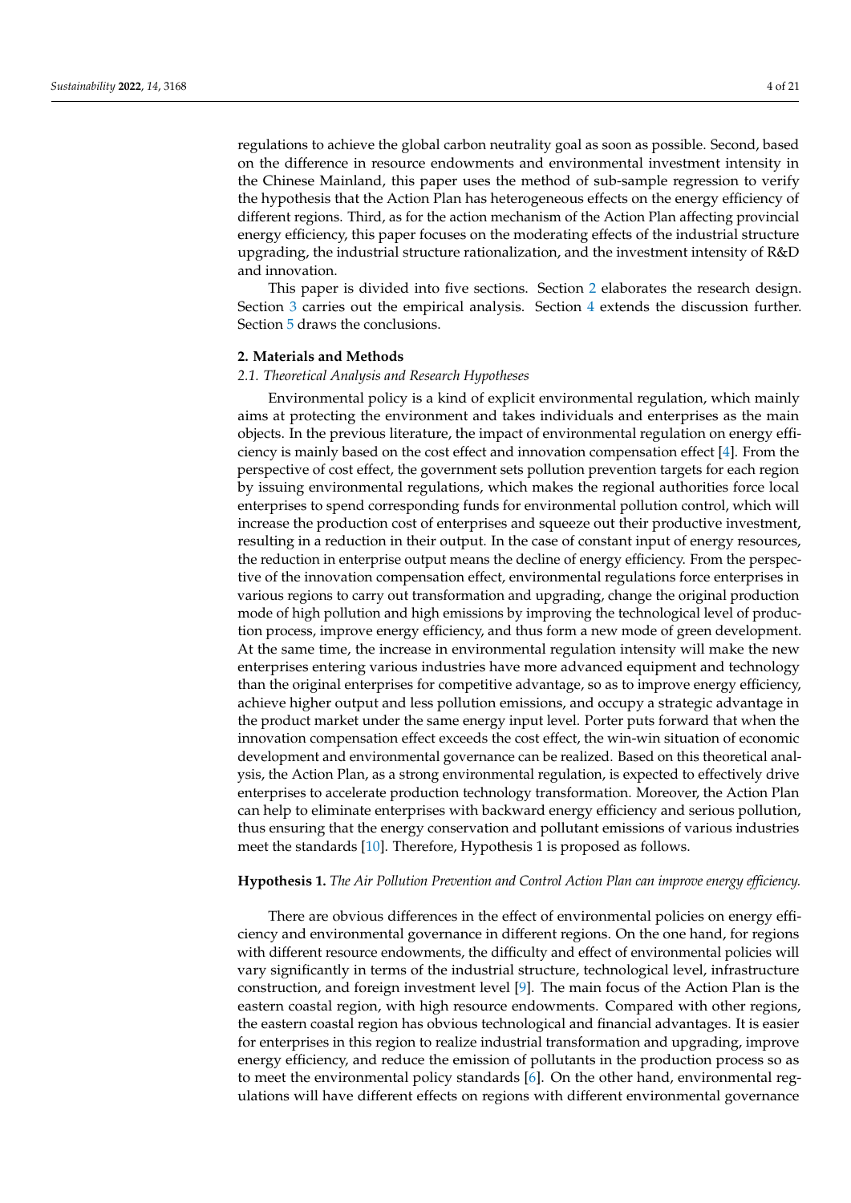regulations to achieve the global carbon neutrality goal as soon as possible. Second, based on the difference in resource endowments and environmental investment intensity in the Chinese Mainland, this paper uses the method of sub-sample regression to verify the hypothesis that the Action Plan has heterogeneous effects on the energy efficiency of different regions. Third, as for the action mechanism of the Action Plan affecting provincial energy efficiency, this paper focuses on the moderating effects of the industrial structure upgrading, the industrial structure rationalization, and the investment intensity of R&D and innovation.

This paper is divided into five sections. Section 2 elaborates the research design. Section 3 carries out the empirical analysis. Section 4 extends the discussion further. Section 5 draws the conclusions.

## 2. Materials and Methods

### 2.1. Theoretical Analysis and Research Hypotheses

Environmental policy is a kind of explicit environmental regulation, which mainly aims at protecting the environment and takes individuals and enterprises as the main objects. In the previous literature, the impact of environmental regulation on energy efficiency is mainly based on the cost effect and innovation compensation effect [4]. From the perspective of cost effect, the government sets pollution prevention targets for each region by issuing environmental regulations, which makes the regional authorities force local enterprises to spend corresponding funds for environmental pollution control, which will increase the production cost of enterprises and squeeze out their productive investment, resulting in a reduction in their output. In the case of constant input of energy resources, the reduction in enterprise output means the decline of energy efficiency. From the perspective of the innovation compensation effect, environmental regulations force enterprises in various regions to carry out transformation and upgrading, change the original production mode of high pollution and high emissions by improving the technological level of production process, improve energy efficiency, and thus form a new mode of green development. At the same time, the increase in environmental regulation intensity will make the new enterprises entering various industries have more advanced equipment and technology than the original enterprises for competitive advantage, so as to improve energy efficiency, achieve higher output and less pollution emissions, and occupy a strategic advantage in the product market under the same energy input level. Porter puts forward that when the innovation compensation effect exceeds the cost effect, the win-win situation of economic development and environmental governance can be realized. Based on this theoretical analysis, the Action Plan, as a strong environmental regulation, is expected to effectively drive enterprises to accelerate production technology transformation. Moreover, the Action Plan can help to eliminate enterprises with backward energy efficiency and serious pollution, thus ensuring that the energy conservation and pollutant emissions of various industries meet the standards [10]. Therefore, Hypothesis 1 is proposed as follows.

**Hypothesis 1.** *The Air Pollution Prevention and Control Action Plan can improve energy efficiency.*

There are obvious differences in the effect of environmental policies on energy efficiency and environmental governance in different regions. On the one hand, for regions with different resource endowments, the difficulty and effect of environmental policies will vary significantly in terms of the industrial structure, technological level, infrastructure construction, and foreign investment level [9]. The main focus of the Action Plan is the eastern coastal region, with high resource endowments. Compared with other regions, the eastern coastal region has obvious technological and financial advantages. It is easier for enterprises in this region to realize industrial transformation and upgrading, improve energy efficiency, and reduce the emission of pollutants in the production process so as to meet the environmental policy standards [6]. On the other hand, environmental regulations will have different effects on regions with different environmental governance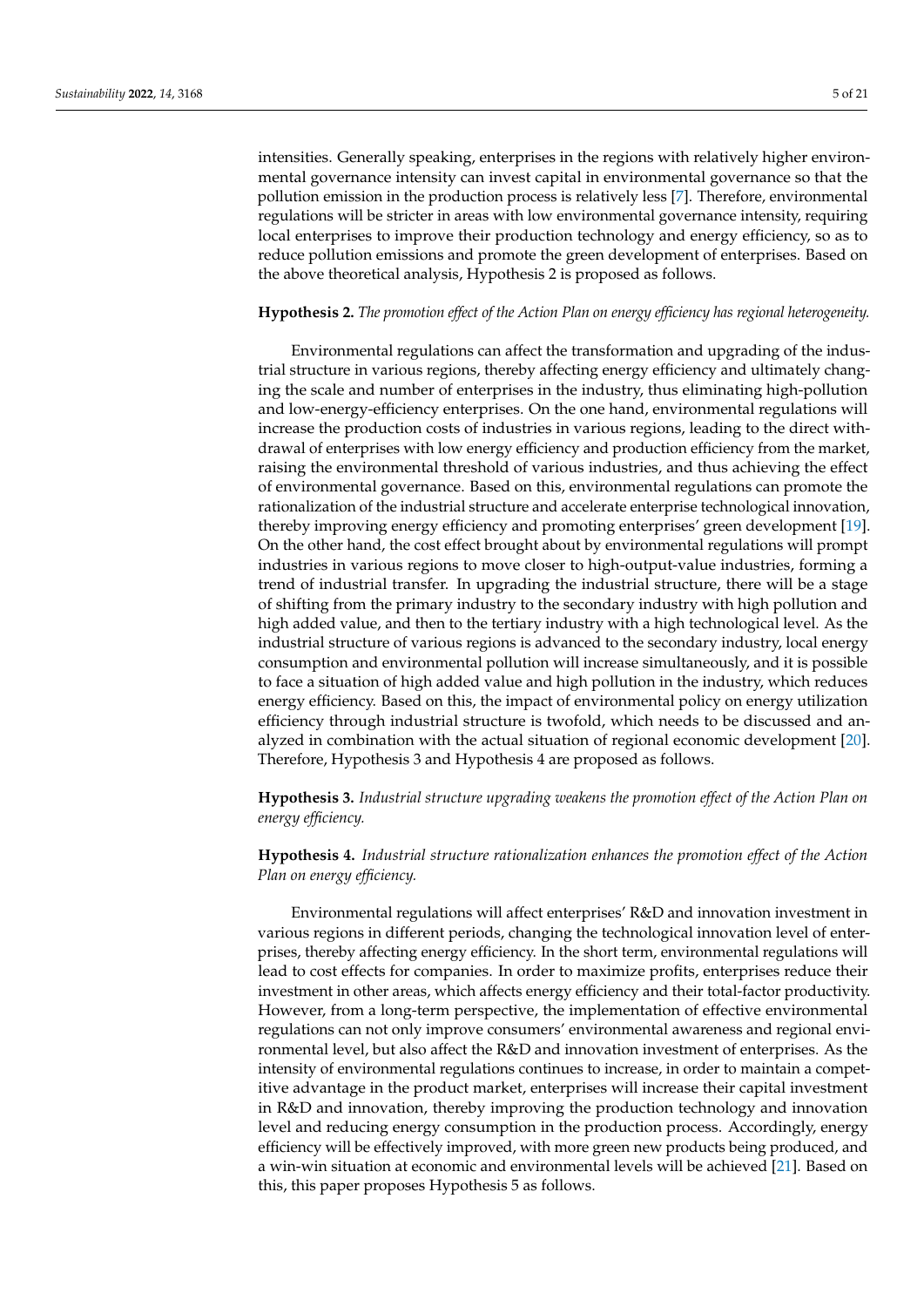intensities. Generally speaking, enterprises in the regions with relatively higher environmental governance intensity can invest capital in environmental governance so that the pollution emission in the production process is relatively less [7]. Therefore, environmental regulations will be stricter in areas with low environmental governance intensity, requiring local enterprises to improve their production technology and energy efficiency, so as to reduce pollution emissions and promote the green development of enterprises. Based on the above theoretical analysis, Hypothesis 2 is proposed as follows.

**Hypothesis 2.** *The promotion effect of the Action Plan on energy efficiency has regional heterogeneity.*

Environmental regulations can affect the transformation and upgrading of the industrial structure in various regions, thereby affecting energy efficiency and ultimately changing the scale and number of enterprises in the industry, thus eliminating high-pollution and low-energy-efficiency enterprises. On the one hand, environmental regulations will increase the production costs of industries in various regions, leading to the direct withdrawal of enterprises with low energy efficiency and production efficiency from the market, raising the environmental threshold of various industries, and thus achieving the effect of environmental governance. Based on this, environmental regulations can promote the rationalization of the industrial structure and accelerate enterprise technological innovation, thereby improving energy efficiency and promoting enterprises' green development [19]. On the other hand, the cost effect brought about by environmental regulations will prompt industries in various regions to move closer to high-output-value industries, forming a trend of industrial transfer. In upgrading the industrial structure, there will be a stage of shifting from the primary industry to the secondary industry with high pollution and high added value, and then to the tertiary industry with a high technological level. As the industrial structure of various regions is advanced to the secondary industry, local energy consumption and environmental pollution will increase simultaneously, and it is possible to face a situation of high added value and high pollution in the industry, which reduces energy efficiency. Based on this, the impact of environmental policy on energy utilization efficiency through industrial structure is twofold, which needs to be discussed and analyzed in combination with the actual situation of regional economic development [20]. Therefore, Hypothesis 3 and Hypothesis 4 are proposed as follows.

**Hypothesis 3.** *Industrial structure upgrading weakens the promotion effect of the Action Plan on energy efficiency.*

**Hypothesis 4.** *Industrial structure rationalization enhances the promotion effect of the Action Plan on energy efficiency.*

Environmental regulations will affect enterprises' R&D and innovation investment in various regions in different periods, changing the technological innovation level of enterprises, thereby affecting energy efficiency. In the short term, environmental regulations will lead to cost effects for companies. In order to maximize profits, enterprises reduce their investment in other areas, which affects energy efficiency and their total-factor productivity. However, from a long-term perspective, the implementation of effective environmental regulations can not only improve consumers' environmental awareness and regional environmental level, but also affect the R&D and innovation investment of enterprises. As the intensity of environmental regulations continues to increase, in order to maintain a competitive advantage in the product market, enterprises will increase their capital investment in R&D and innovation, thereby improving the production technology and innovation level and reducing energy consumption in the production process. Accordingly, energy efficiency will be effectively improved, with more green new products being produced, and a win-win situation at economic and environmental levels will be achieved [21]. Based on this, this paper proposes Hypothesis 5 as follows.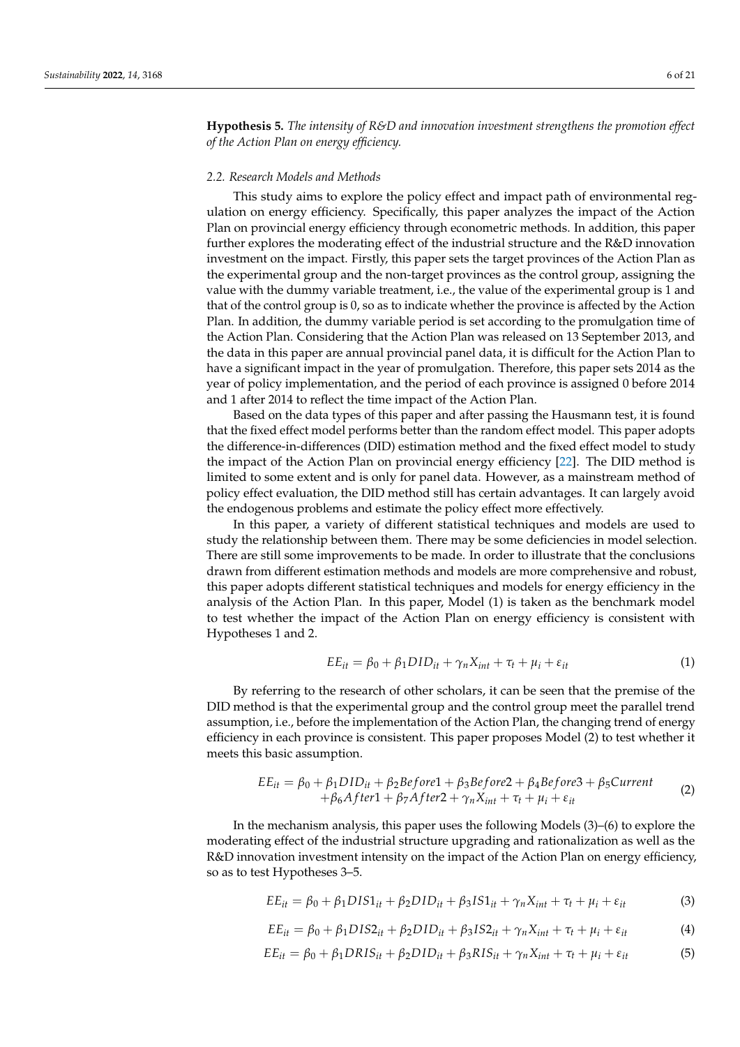**Hypothesis 5.** *The intensity of R&D and innovation investment strengthens the promotion effect of the Action Plan on energy efficiency.*

### *2.2. Research Models and Methods*

This study aims to explore the policy effect and impact path of environmental regulation on energy efficiency. Specifically, this paper analyzes the impact of the Action Plan on provincial energy efficiency through econometric methods. In addition, this paper further explores the moderating effect of the industrial structure and the R&D innovation investment on the impact. Firstly, this paper sets the target provinces of the Action Plan as the experimental group and the non-target provinces as the control group, assigning the value with the dummy variable treatment, i.e., the value of the experimental group is 1 and that of the control group is 0, so as to indicate whether the province is affected by the Action Plan. In addition, the dummy variable period is set according to the promulgation time of the Action Plan. Considering that the Action Plan was released on 13 September 2013, and the data in this paper are annual provincial panel data, it is difficult for the Action Plan to have a significant impact in the year of promulgation. Therefore, this paper sets 2014 as the year of policy implementation, and the period of each province is assigned 0 before 2014 and 1 after 2014 to reflect the time impact of the Action Plan.

Based on the data types of this paper and after passing the Hausmann test, it is found that the fixed effect model performs better than the random effect model. This paper adopts the difference-in-differences (DID) estimation method and the fixed effect model to study the impact of the Action Plan on provincial energy efficiency [22]. The DID method is limited to some extent and is only for panel data. However, as a mainstream method of policy effect evaluation, the DID method still has certain advantages. It can largely avoid the endogenous problems and estimate the policy effect more effectively.

In this paper, a variety of different statistical techniques and models are used to study the relationship between them. There may be some deficiencies in model selection. There are still some improvements to be made. In order to illustrate that the conclusions drawn from different estimation methods and models are more comprehensive and robust, this paper adopts different statistical techniques and models for energy efficiency in the analysis of the Action Plan. In this paper, Model (1) is taken as the benchmark model to test whether the impact of the Action Plan on energy efficiency is consistent with Hypotheses 1 and 2.

$$EE_{it} = \beta_0 + \beta_1 DID_{it} + \gamma_n X_{int} + \tau_t + \mu_i + \varepsilon_{it} \tag{1}$$

By referring to the research of other scholars, it can be seen that the premise of the DID method is that the experimental group and the control group meet the parallel trend assumption, i.e., before the implementation of the Action Plan, the changing trend of energy efficiency in each province is consistent. This paper proposes Model (2) to test whether it meets this basic assumption.

$$\begin{aligned} EE_{it} = \beta_0 &+ \beta_1 DID_{it} + \beta_2 Before1 + \beta_3 Before2 + \beta_4 Before3 + \beta_5 Current \\ &+ \beta_6 After1 + \beta_7 After2 + \gamma_n X_{int} + \tau_t + \mu_i + \varepsilon_{it} \end{aligned} \tag{2}$$

In the mechanism analysis, this paper uses the following Models (3)–(6) to explore the moderating effect of the industrial structure upgrading and rationalization as well as the R&D innovation investment intensity on the impact of the Action Plan on energy efficiency, so as to test Hypotheses 3–5.

$$EE_{it} = \beta_0 + \beta_1 DIS1_{it} + \beta_2 DID_{it} + \beta_3 IS1_{it} + \gamma_n X_{int} + \tau_t + \mu_i + \varepsilon_{it} \tag{3}$$

$$EE_{it} = \beta_0 + \beta_1 DIS2_{it} + \beta_2 DID_{it} + \beta_3 IS2_{it} + \gamma_n X_{int} + \tau_t + \mu_i + \varepsilon_{it} \tag{4}$$

$$EE_{it} = \beta_0 + \beta_1 DRIS_{it} + \beta_2 DID_{it} + \beta_3 RIS_{it} + \gamma_n X_{int} + \tau_t + \mu_i + \varepsilon_{it} \tag{5}$$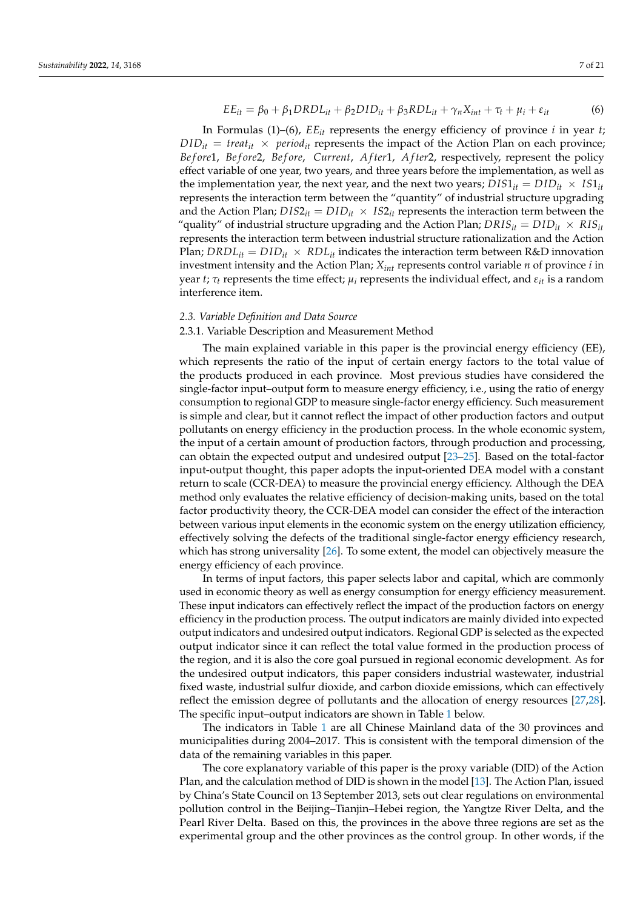$$EE_{it} = \beta_0 + \beta_1 DRDL_{it} + \beta_2 DID_{it} + \beta_3 RDL_{it} + \gamma_n X_{int} + \tau_t + \mu_i + \varepsilon_{it} \quad (6)$$

In Formulas (1)–(6), $EE_{it}$ represents the energy efficiency of province $i$ in year $t$; $DID_{it} = treat_{it} \times period_{it}$ represents the impact of the Action Plan on each province; $Before1$, $Before2$, $Before$, $Current$, $After1$, $After2$, respectively, represent the policy effect variable of one year, two years, and three years before the implementation, as well as the implementation year, the next year, and the next two years; $DIS1_{it} = DID_{it} \times IS1_{it}$ represents the interaction term between the "quantity" of industrial structure upgrading and the Action Plan; $DIS2_{it} = DID_{it} \times IS2_{it}$ represents the interaction term between the "quality" of industrial structure upgrading and the Action Plan; $DRIS_{it} = DID_{it} \times RIS_{it}$ represents the interaction term between industrial structure rationalization and the Action Plan; $DRDL_{it} = DID_{it} \times RDL_{it}$ indicates the interaction term between R&D innovation investment intensity and the Action Plan; $X_{int}$ represents control variable $n$ of province $i$ in year $t$; $\tau_t$ represents the time effect; $\mu_i$ represents the individual effect, and $\varepsilon_{it}$ is a random interference item.

### *2.3. Variable Definition and Data Source*

#### 2.3.1. Variable Description and Measurement Method

The main explained variable in this paper is the provincial energy efficiency (EE), which represents the ratio of the input of certain energy factors to the total value of the products produced in each province. Most previous studies have considered the single-factor input–output form to measure energy efficiency, i.e., using the ratio of energy consumption to regional GDP to measure single-factor energy efficiency. Such measurement is simple and clear, but it cannot reflect the impact of other production factors and output pollutants on energy efficiency in the production process. In the whole economic system, the input of a certain amount of production factors, through production and processing, can obtain the expected output and undesired output [23–25]. Based on the total-factor input-output thought, this paper adopts the input-oriented DEA model with a constant return to scale (CCR-DEA) to measure the provincial energy efficiency. Although the DEA method only evaluates the relative efficiency of decision-making units, based on the total factor productivity theory, the CCR-DEA model can consider the effect of the interaction between various input elements in the economic system on the energy utilization efficiency, effectively solving the defects of the traditional single-factor energy efficiency research, which has strong universality [26]. To some extent, the model can objectively measure the energy efficiency of each province.

In terms of input factors, this paper selects labor and capital, which are commonly used in economic theory as well as energy consumption for energy efficiency measurement. These input indicators can effectively reflect the impact of the production factors on energy efficiency in the production process. The output indicators are mainly divided into expected output indicators and undesired output indicators. Regional GDP is selected as the expected output indicator since it can reflect the total value formed in the production process of the region, and it is also the core goal pursued in regional economic development. As for the undesired output indicators, this paper considers industrial wastewater, industrial fixed waste, industrial sulfur dioxide, and carbon dioxide emissions, which can effectively reflect the emission degree of pollutants and the allocation of energy resources [27,28]. The specific input–output indicators are shown in Table 1 below.

The indicators in Table 1 are all Chinese Mainland data of the 30 provinces and municipalities during 2004–2017. This is consistent with the temporal dimension of the data of the remaining variables in this paper.

The core explanatory variable of this paper is the proxy variable (DID) of the Action Plan, and the calculation method of DID is shown in the model [13]. The Action Plan, issued by China's State Council on 13 September 2013, sets out clear regulations on environmental pollution control in the Beijing–Tianjin–Hebei region, the Yangtze River Delta, and the Pearl River Delta. Based on this, the provinces in the above three regions are set as the experimental group and the other provinces as the control group. In other words, if the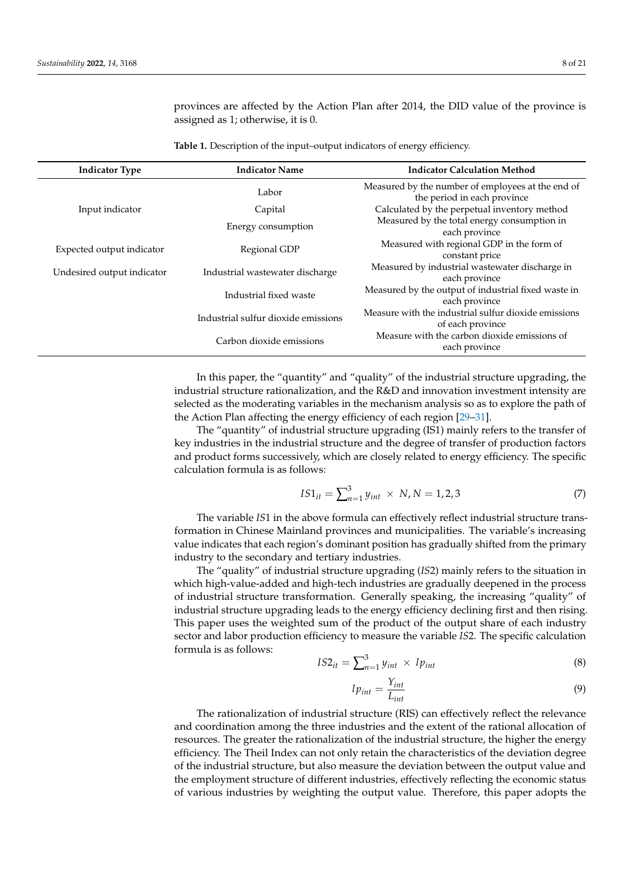provinces are affected by the Action Plan after 2014, the DID value of the province is assigned as 1; otherwise, it is 0.

**Table 1.** Description of the input–output indicators of energy efficiency.

| Indicator Type | Indicator Name | Indicator Calculation Method |
|---|---|---|
| Input indicator | Labor | Measured by the number of employees at the end of the period in each province |
| | Capital | Calculated by the perpetual inventory method |
| | Energy consumption | Measured by the total energy consumption in each province |
| Expected output indicator | Regional GDP | Measured with regional GDP in the form of constant price |
| Undesired output indicator | Industrial wastewater discharge | Measured by industrial wastewater discharge in each province |
| | Industrial fixed waste | Measured by the output of industrial fixed waste in each province |
| | Industrial sulfur dioxide emissions | Measure with the industrial sulfur dioxide emissions of each province |
| | Carbon dioxide emissions | Measure with the carbon dioxide emissions of each province |

In this paper, the "quantity" and "quality" of the industrial structure upgrading, the industrial structure rationalization, and the R&D and innovation investment intensity are selected as the moderating variables in the mechanism analysis so as to explore the path of the Action Plan affecting the energy efficiency of each region [29–31].

The "quantity" of industrial structure upgrading (IS1) mainly refers to the transfer of key industries in the industrial structure and the degree of transfer of production factors and product forms successively, which are closely related to energy efficiency. The specific calculation formula is as follows:

$$IS1_{it} = \sum_{n=1}^{3} y_{int} \times N, N = 1, 2, 3 \tag{7}$$

The variable $IS1$ in the above formula can effectively reflect industrial structure transformation in Chinese Mainland provinces and municipalities. The variable's increasing value indicates that each region's dominant position has gradually shifted from the primary industry to the secondary and tertiary industries.

The "quality" of industrial structure upgrading ($IS2$) mainly refers to the situation in which high-value-added and high-tech industries are gradually deepened in the process of industrial structure transformation. Generally speaking, the increasing "quality" of industrial structure upgrading leads to the energy efficiency declining first and then rising. This paper uses the weighted sum of the product of the output share of each industry sector and labor production efficiency to measure the variable $IS2$. The specific calculation formula is as follows:

$$IS2_{it} = \sum_{n=1}^{3} y_{int} \times lp_{int} \tag{8}$$

$$lp_{int} = \frac{Y_{int}}{L_{int}} \tag{9}$$

The rationalization of industrial structure (RIS) can effectively reflect the relevance and coordination among the three industries and the extent of the rational allocation of resources. The greater the rationalization of the industrial structure, the higher the energy efficiency. The Theil Index can not only retain the characteristics of the deviation degree of the industrial structure, but also measure the deviation between the output value and the employment structure of different industries, effectively reflecting the economic status of various industries by weighting the output value. Therefore, this paper adopts the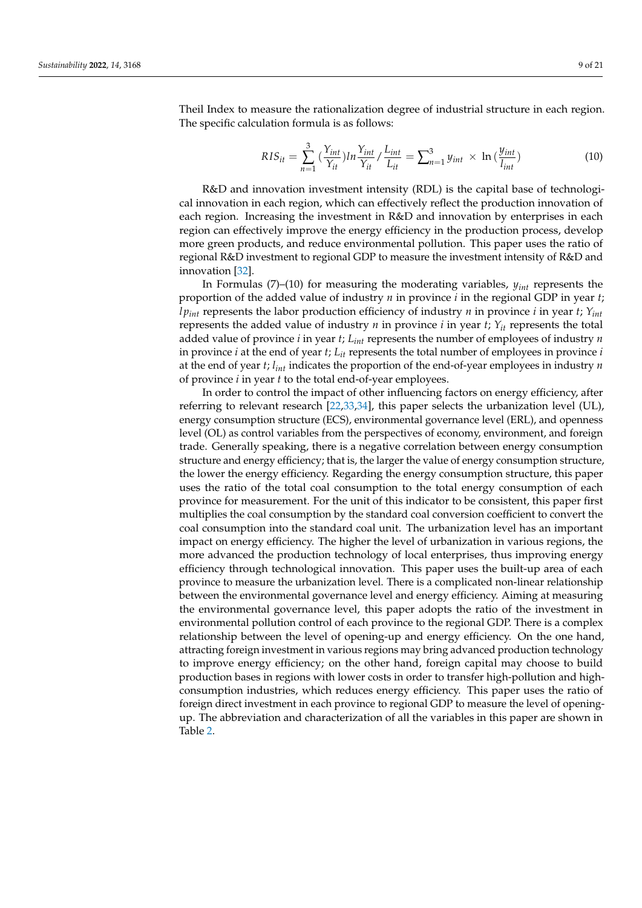Theil Index to measure the rationalization degree of industrial structure in each region. The specific calculation formula is as follows:

$$RIS_{it} = \sum_{n=1}^{3} \left(\frac{Y_{int}}{Y_{it}}\right) ln \frac{Y_{int}}{Y_{it}} / \frac{L_{int}}{L_{it}} = \sum_{n=1}^{3} y_{int} \times \ln\left(\frac{y_{int}}{l_{int}}\right) \tag{10}$$

R&D and innovation investment intensity (RDL) is the capital base of technological innovation in each region, which can effectively reflect the production innovation of each region. Increasing the investment in R&D and innovation by enterprises in each region can effectively improve the energy efficiency in the production process, develop more green products, and reduce environmental pollution. This paper uses the ratio of regional R&D investment to regional GDP to measure the investment intensity of R&D and innovation [32].

In Formulas (7)–(10) for measuring the moderating variables, $y_{int}$ represents the proportion of the added value of industry $n$ in province $i$ in the regional GDP in year $t$; $lp_{int}$ represents the labor production efficiency of industry $n$ in province $i$ in year $t$; $Y_{int}$ represents the added value of industry $n$ in province $i$ in year $t$; $Y_{it}$ represents the total added value of province $i$ in year $t$; $L_{int}$ represents the number of employees of industry $n$ in province $i$ at the end of year $t$; $L_{it}$ represents the total number of employees in province $i$ at the end of year $t$; $l_{int}$ indicates the proportion of the end-of-year employees in industry $n$ of province $i$ in year $t$ to the total end-of-year employees.

In order to control the impact of other influencing factors on energy efficiency, after referring to relevant research [22,33,34], this paper selects the urbanization level (UL), energy consumption structure (ECS), environmental governance level (ERL), and openness level (OL) as control variables from the perspectives of economy, environment, and foreign trade. Generally speaking, there is a negative correlation between energy consumption structure and energy efficiency; that is, the larger the value of energy consumption structure, the lower the energy efficiency. Regarding the energy consumption structure, this paper uses the ratio of the total coal consumption to the total energy consumption of each province for measurement. For the unit of this indicator to be consistent, this paper first multiplies the coal consumption by the standard coal conversion coefficient to convert the coal consumption into the standard coal unit. The urbanization level has an important impact on energy efficiency. The higher the level of urbanization in various regions, the more advanced the production technology of local enterprises, thus improving energy efficiency through technological innovation. This paper uses the built-up area of each province to measure the urbanization level. There is a complicated non-linear relationship between the environmental governance level and energy efficiency. Aiming at measuring the environmental governance level, this paper adopts the ratio of the investment in environmental pollution control of each province to the regional GDP. There is a complex relationship between the level of opening-up and energy efficiency. On the one hand, attracting foreign investment in various regions may bring advanced production technology to improve energy efficiency; on the other hand, foreign capital may choose to build production bases in regions with lower costs in order to transfer high-pollution and high-consumption industries, which reduces energy efficiency. This paper uses the ratio of foreign direct investment in each province to regional GDP to measure the level of opening-up. The abbreviation and characterization of all the variables in this paper are shown in Table 2.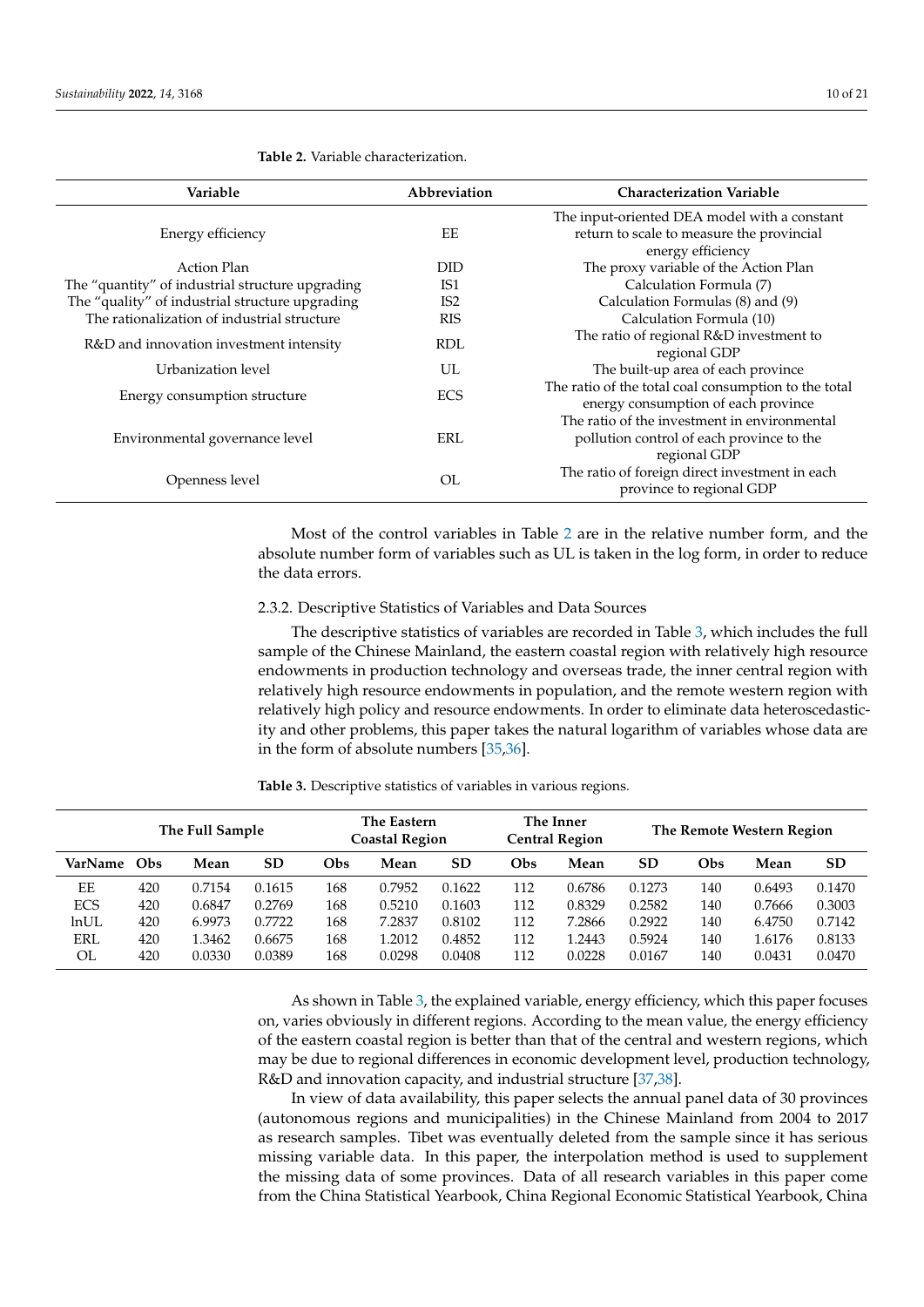**Table 2.** Variable characterization.

| Variable | Abbreviation | Characterization Variable |
|---|---|---|
| Energy efficiency | EE | The input-oriented DEA model with a constant return to scale to measure the provincial energy efficiency |
| Action Plan | DID | The proxy variable of the Action Plan |
| The "quantity" of industrial structure upgrading | IS1 | Calculation Formula (7) |
| The "quality" of industrial structure upgrading | IS2 | Calculation Formulas (8) and (9) |
| The rationalization of industrial structure | RIS | Calculation Formula (10) |
| R&D and innovation investment intensity | RDL | The ratio of regional R&D investment to regional GDP |
| Urbanization level | UL | The built-up area of each province |
| Energy consumption structure | ECS | The ratio of the total coal consumption to the total energy consumption of each province |
| Environmental governance level | ERL | The ratio of the investment in environmental pollution control of each province to the regional GDP |
| Openness level | OL | The ratio of foreign direct investment in each province to regional GDP |

Most of the control variables in Table 2 are in the relative number form, and the absolute number form of variables such as UL is taken in the log form, in order to reduce the data errors.

#### 2.3.2. Descriptive Statistics of Variables and Data Sources

The descriptive statistics of variables are recorded in Table 3, which includes the full sample of the Chinese Mainland, the eastern coastal region with relatively high resource endowments in production technology and overseas trade, the inner central region with relatively high resource endowments in population, and the remote western region with relatively high policy and resource endowments. In order to eliminate data heteroscedasticity and other problems, this paper takes the natural logarithm of variables whose data are in the form of absolute numbers [35,36].

**Table 3.** Descriptive statistics of variables in various regions.

| | The Full Sample | | | The Eastern Coastal Region | | | The Inner Central Region | | | The Remote Western Region | | |
|---|---|---|---|---|---|---|---|---|---|---|---|---|
| **VarName** | **Obs** | **Mean** | **SD** | **Obs** | **Mean** | **SD** | **Obs** | **Mean** | **SD** | **Obs** | **Mean** | **SD** |
| EE | 420 | 0.7154 | 0.1615 | 168 | 0.7952 | 0.1622 | 112 | 0.6786 | 0.1273 | 140 | 0.6493 | 0.1470 |
| ECS | 420 | 0.6847 | 0.2769 | 168 | 0.5210 | 0.1603 | 112 | 0.8329 | 0.2582 | 140 | 0.7666 | 0.3003 |
| lnUL | 420 | 6.9973 | 0.7722 | 168 | 7.2837 | 0.8102 | 112 | 7.2866 | 0.2922 | 140 | 6.4750 | 0.7142 |
| ERL | 420 | 1.3462 | 0.6675 | 168 | 1.2012 | 0.4852 | 112 | 1.2443 | 0.5924 | 140 | 1.6176 | 0.8133 |
| OL | 420 | 0.0330 | 0.0389 | 168 | 0.0298 | 0.0408 | 112 | 0.0228 | 0.0167 | 140 | 0.0431 | 0.0470 |

As shown in Table 3, the explained variable, energy efficiency, which this paper focuses on, varies obviously in different regions. According to the mean value, the energy efficiency of the eastern coastal region is better than that of the central and western regions, which may be due to regional differences in economic development level, production technology, R&D and innovation capacity, and industrial structure [37,38].

In view of data availability, this paper selects the annual panel data of 30 provinces (autonomous regions and municipalities) in the Chinese Mainland from 2004 to 2017 as research samples. Tibet was eventually deleted from the sample since it has serious missing variable data. In this paper, the interpolation method is used to supplement the missing data of some provinces. Data of all research variables in this paper come from the China Statistical Yearbook, China Regional Economic Statistical Yearbook, China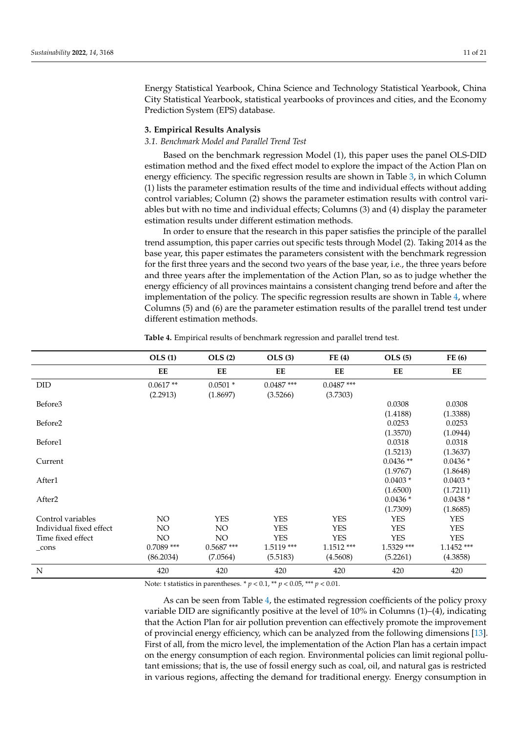Energy Statistical Yearbook, China Science and Technology Statistical Yearbook, China City Statistical Yearbook, statistical yearbooks of provinces and cities, and the Economy Prediction System (EPS) database.

## 3. Empirical Results Analysis

### *3.1. Benchmark Model and Parallel Trend Test*

Based on the benchmark regression Model (1), this paper uses the panel OLS-DID estimation method and the fixed effect model to explore the impact of the Action Plan on energy efficiency. The specific regression results are shown in Table 3, in which Column (1) lists the parameter estimation results of the time and individual effects without adding control variables; Column (2) shows the parameter estimation results with control variables but with no time and individual effects; Columns (3) and (4) display the parameter estimation results under different estimation methods.

In order to ensure that the research in this paper satisfies the principle of the parallel trend assumption, this paper carries out specific tests through Model (2). Taking 2014 as the base year, this paper estimates the parameters consistent with the benchmark regression for the first three years and the second two years of the base year, i.e., the three years before and three years after the implementation of the Action Plan, so as to judge whether the energy efficiency of all provinces maintains a consistent changing trend before and after the implementation of the policy. The specific regression results are shown in Table 4, where Columns (5) and (6) are the parameter estimation results of the parallel trend test under different estimation methods.

**Table 4.** Empirical results of benchmark regression and parallel trend test.

| | OLS (1) | OLS (2) | OLS (3) | FE (4) | OLS (5) | FE (6) |
|---|---|---|---|---|---|---|
| | EE | EE | EE | EE | EE | EE |
| DID | 0.0617 ** | 0.0501 * | 0.0487 *** | 0.0487 *** | | |
| | (2.2913) | (1.8697) | (3.5266) | (3.7303) | | |
| Before3 | | | | | 0.0308 | 0.0308 |
| | | | | | (1.4188) | (1.3388) |
| Before2 | | | | | 0.0253 | 0.0253 |
| | | | | | (1.3570) | (1.0944) |
| Before1 | | | | | 0.0318 | 0.0318 |
| | | | | | (1.5213) | (1.3637) |
| Current | | | | | 0.0436 ** | 0.0436 * |
| | | | | | (1.9767) | (1.8648) |
| After1 | | | | | 0.0403 * | 0.0403 * |
| | | | | | (1.6500) | (1.7211) |
| After2 | | | | | 0.0436 * | 0.0438 * |
| | | | | | (1.7309) | (1.8685) |
| Control variables | NO | YES | YES | YES | YES | YES |
| Individual fixed effect | NO | NO | YES | YES | YES | YES |
| Time fixed effect | NO | NO | YES | YES | YES | YES |
| _cons | 0.7089 *** | 0.5687 *** | 1.5119 *** | 1.1512 *** | 1.5329 *** | 1.1452 *** |
| | (86.2034) | (7.0564) | (5.5183) | (4.5608) | (5.2261) | (4.3858) |
| N | 420 | 420 | 420 | 420 | 420 | 420 |

Note: t statistics in parentheses. * $p < 0.1$, ** $p < 0.05$, *** $p < 0.01$.

As can be seen from Table 4, the estimated regression coefficients of the policy proxy variable DID are significantly positive at the level of 10% in Columns (1)–(4), indicating that the Action Plan for air pollution prevention can effectively promote the improvement of provincial energy efficiency, which can be analyzed from the following dimensions [13]. First of all, from the micro level, the implementation of the Action Plan has a certain impact on the energy consumption of each region. Environmental policies can limit regional pollutant emissions; that is, the use of fossil energy such as coal, oil, and natural gas is restricted in various regions, affecting the demand for traditional energy. Energy consumption in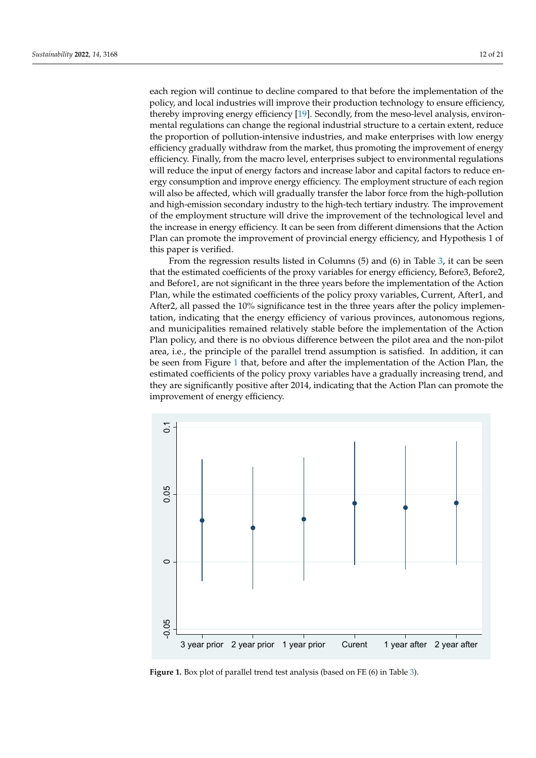each region will continue to decline compared to that before the implementation of the policy, and local industries will improve their production technology to ensure efficiency, thereby improving energy efficiency [19]. Secondly, from the meso-level analysis, environmental regulations can change the regional industrial structure to a certain extent, reduce the proportion of pollution-intensive industries, and make enterprises with low energy efficiency gradually withdraw from the market, thus promoting the improvement of energy efficiency. Finally, from the macro level, enterprises subject to environmental regulations will reduce the input of energy factors and increase labor and capital factors to reduce energy consumption and improve energy efficiency. The employment structure of each region will also be affected, which will gradually transfer the labor force from the high-pollution and high-emission secondary industry to the high-tech tertiary industry. The improvement of the employment structure will drive the improvement of the technological level and the increase in energy efficiency. It can be seen from different dimensions that the Action Plan can promote the improvement of provincial energy efficiency, and Hypothesis 1 of this paper is verified.

From the regression results listed in Columns (5) and (6) in Table 3, it can be seen that the estimated coefficients of the proxy variables for energy efficiency, Before3, Before2, and Before1, are not significant in the three years before the implementation of the Action Plan, while the estimated coefficients of the policy proxy variables, Current, After1, and After2, all passed the 10% significance test in the three years after the policy implementation, indicating that the energy efficiency of various provinces, autonomous regions, and municipalities remained relatively stable before the implementation of the Action Plan policy, and there is no obvious difference between the pilot area and the non-pilot area, i.e., the principle of the parallel trend assumption is satisfied. In addition, it can be seen from Figure 1 that, before and after the implementation of the Action Plan, the estimated coefficients of the policy proxy variables have a gradually increasing trend, and they are significantly positive after 2014, indicating that the Action Plan can promote the improvement of energy efficiency.

**Figure 1.** Box plot of parallel trend test analysis (based on FE (6) in Table 3).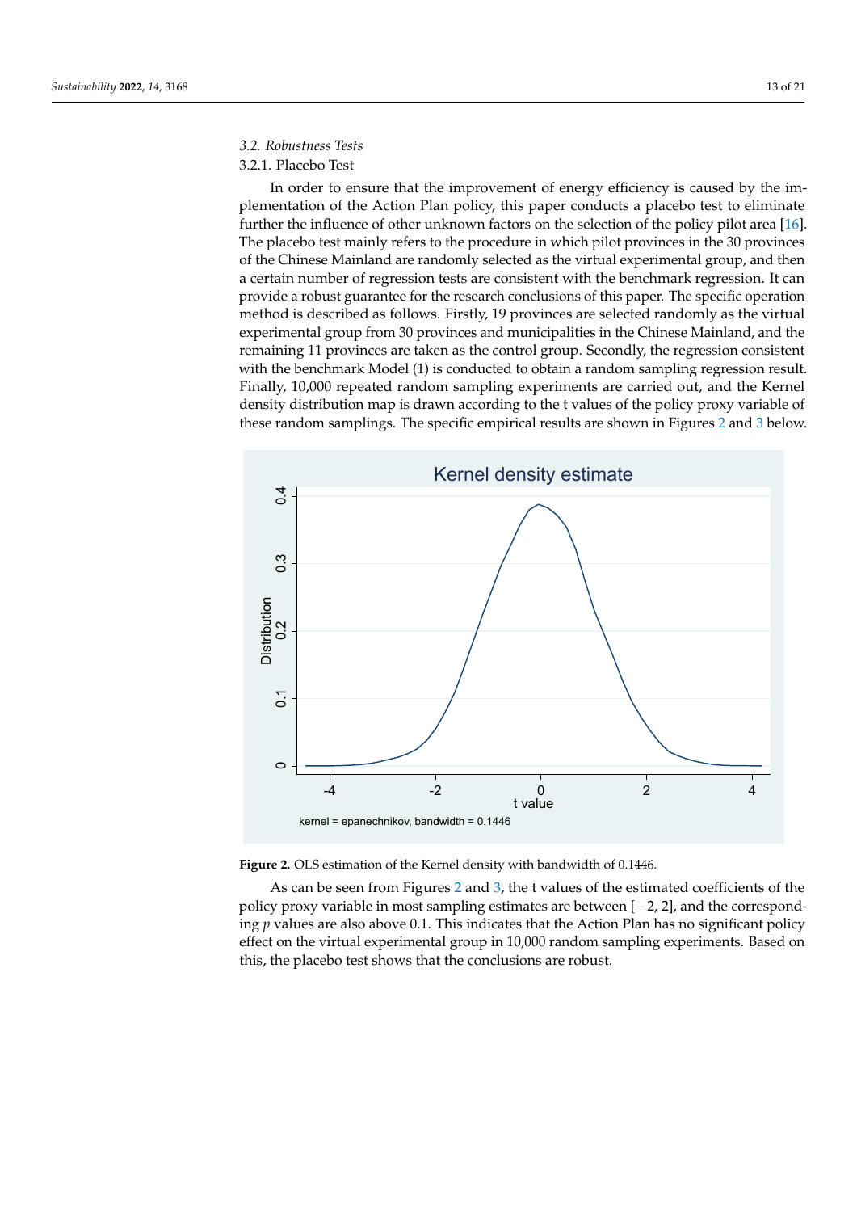### 3.2. Robustness Tests

#### 3.2.1. Placebo Test

In order to ensure that the improvement of energy efficiency is caused by the implementation of the Action Plan policy, this paper conducts a placebo test to eliminate further the influence of other unknown factors on the selection of the policy pilot area [16]. The placebo test mainly refers to the procedure in which pilot provinces in the 30 provinces of the Chinese Mainland are randomly selected as the virtual experimental group, and then a certain number of regression tests are consistent with the benchmark regression. It can provide a robust guarantee for the research conclusions of this paper. The specific operation method is described as follows. Firstly, 19 provinces are selected randomly as the virtual experimental group from 30 provinces and municipalities in the Chinese Mainland, and the remaining 11 provinces are taken as the control group. Secondly, the regression consistent with the benchmark Model (1) is conducted to obtain a random sampling regression result. Finally, 10,000 repeated random sampling experiments are carried out, and the Kernel density distribution map is drawn according to the t values of the policy proxy variable of these random samplings. The specific empirical results are shown in Figures 2 and 3 below.

**Figure 2.** OLS estimation of the Kernel density with bandwidth of 0.1446.

As can be seen from Figures 2 and 3, the t values of the estimated coefficients of the policy proxy variable in most sampling estimates are between [−2, 2], and the corresponding $p$ values are also above 0.1. This indicates that the Action Plan has no significant policy effect on the virtual experimental group in 10,000 random sampling experiments. Based on this, the placebo test shows that the conclusions are robust.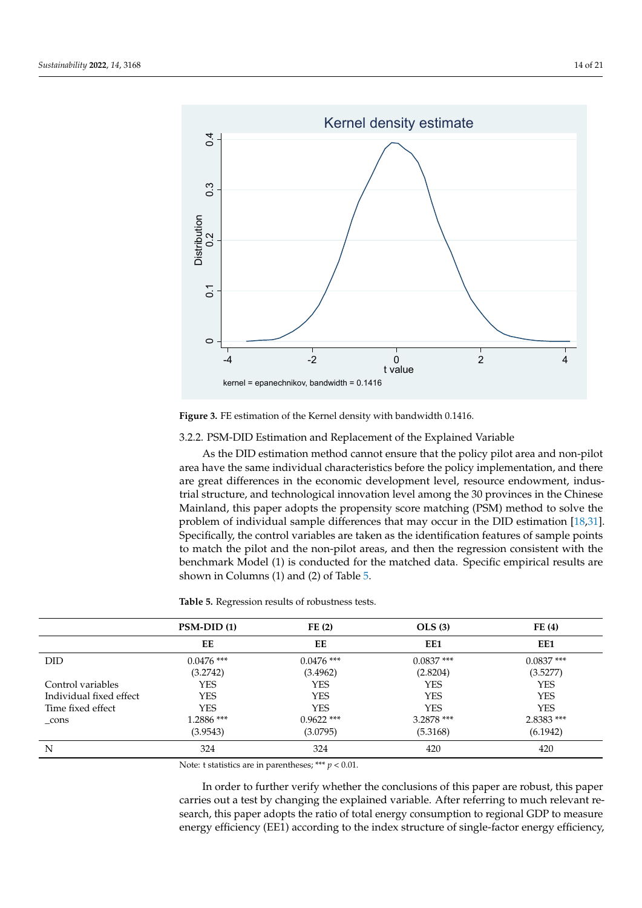**Figure 3.** FE estimation of the Kernel density with bandwidth 0.1416.

#### 3.2.2. PSM-DID Estimation and Replacement of the Explained Variable

As the DID estimation method cannot ensure that the policy pilot area and non-pilot area have the same individual characteristics before the policy implementation, and there are great differences in the economic development level, resource endowment, industrial structure, and technological innovation level among the 30 provinces in the Chinese Mainland, this paper adopts the propensity score matching (PSM) method to solve the problem of individual sample differences that may occur in the DID estimation [18,31]. Specifically, the control variables are taken as the identification features of sample points to match the pilot and the non-pilot areas, and then the regression consistent with the benchmark Model (1) is conducted for the matched data. Specific empirical results are shown in Columns (1) and (2) of Table 5.

**Table 5.** Regression results of robustness tests.

| | PSM-DID (1) | FE (2) | OLS (3) | FE (4) |
|---|---|---|---|---|
| | EE | EE | EE1 | EE1 |
| DID | 0.0476 *** | 0.0476 *** | 0.0837 *** | 0.0837 *** |
| | (3.2742) | (3.4962) | (2.8204) | (3.5277) |
| Control variables | YES | YES | YES | YES |
| Individual fixed effect | YES | YES | YES | YES |
| Time fixed effect | YES | YES | YES | YES |
| _cons | 1.2886 *** | 0.9622 *** | 3.2878 *** | 2.8383 *** |
| | (3.9543) | (3.0795) | (5.3168) | (6.1942) |
| N | 324 | 324 | 420 | 420 |

Note: t statistics are in parentheses; *** $p < 0.01$.

In order to further verify whether the conclusions of this paper are robust, this paper carries out a test by changing the explained variable. After referring to much relevant research, this paper adopts the ratio of total energy consumption to regional GDP to measure energy efficiency (EE1) according to the index structure of single-factor energy efficiency,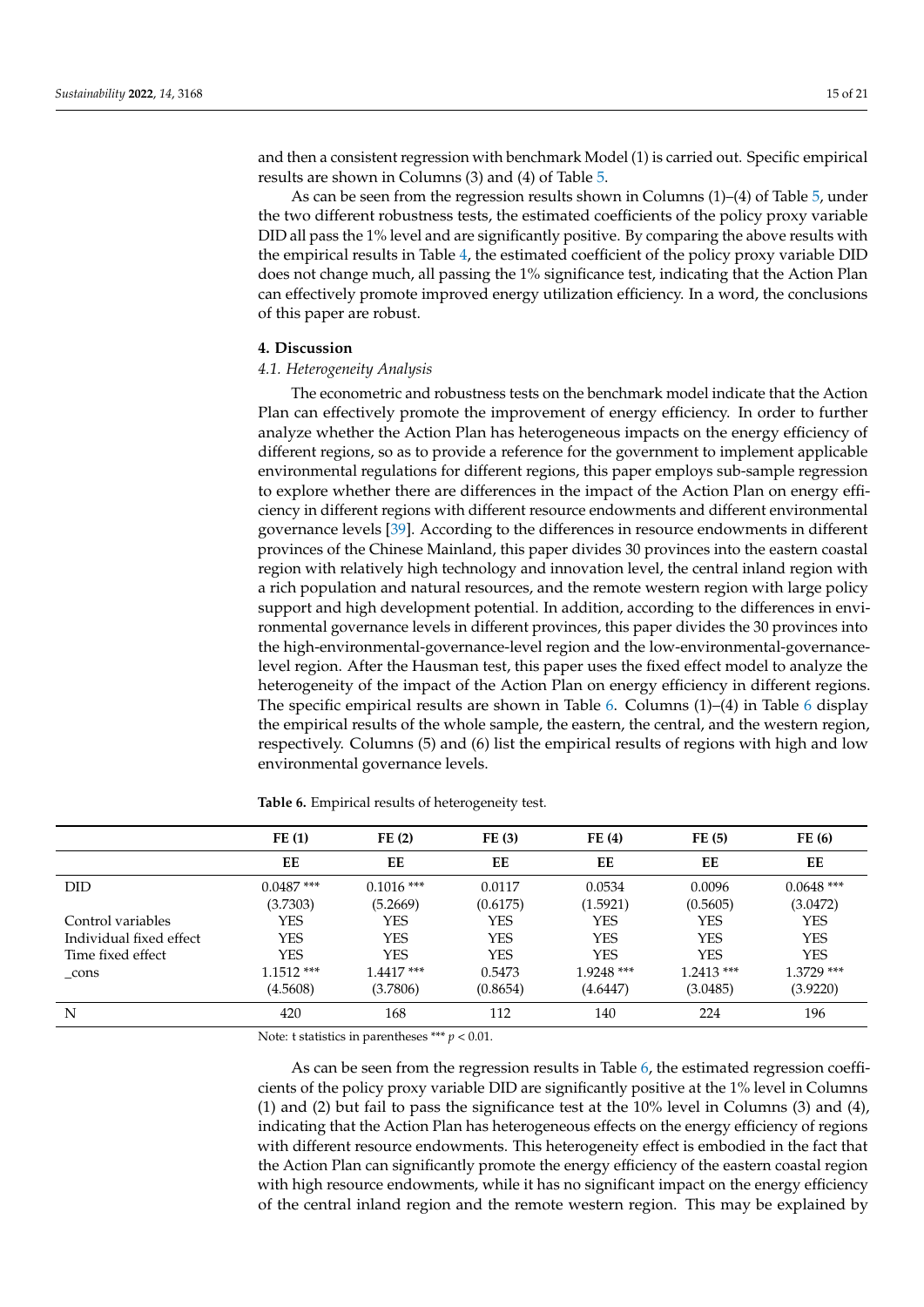and then a consistent regression with benchmark Model (1) is carried out. Specific empirical results are shown in Columns (3) and (4) of Table 5.

As can be seen from the regression results shown in Columns (1)–(4) of Table 5, under the two different robustness tests, the estimated coefficients of the policy proxy variable DID all pass the 1% level and are significantly positive. By comparing the above results with the empirical results in Table 4, the estimated coefficient of the policy proxy variable DID does not change much, all passing the 1% significance test, indicating that the Action Plan can effectively promote improved energy utilization efficiency. In a word, the conclusions of this paper are robust.

## 4. Discussion

### *4.1. Heterogeneity Analysis*

The econometric and robustness tests on the benchmark model indicate that the Action Plan can effectively promote the improvement of energy efficiency. In order to further analyze whether the Action Plan has heterogeneous impacts on the energy efficiency of different regions, so as to provide a reference for the government to implement applicable environmental regulations for different regions, this paper employs sub-sample regression to explore whether there are differences in the impact of the Action Plan on energy efficiency in different regions with different resource endowments and different environmental governance levels [39]. According to the differences in resource endowments in different provinces of the Chinese Mainland, this paper divides 30 provinces into the eastern coastal region with relatively high technology and innovation level, the central inland region with a rich population and natural resources, and the remote western region with large policy support and high development potential. In addition, according to the differences in environmental governance levels in different provinces, this paper divides the 30 provinces into the high-environmental-governance-level region and the low-environmental-governance-level region. After the Hausman test, this paper uses the fixed effect model to analyze the heterogeneity of the impact of the Action Plan on energy efficiency in different regions. The specific empirical results are shown in Table 6. Columns (1)–(4) in Table 6 display the empirical results of the whole sample, the eastern, the central, and the western region, respectively. Columns (5) and (6) list the empirical results of regions with high and low environmental governance levels.

**Table 6.** Empirical results of heterogeneity test.

| | FE (1) | FE (2) | FE (3) | FE (4) | FE (5) | FE (6) |
|---|---|---|---|---|---|---|
| | EE | EE | EE | EE | EE | EE |
| DID | 0.0487 *** | 0.1016 *** | 0.0117 | 0.0534 | 0.0096 | 0.0648 *** |
| | (3.7303) | (5.2669) | (0.6175) | (1.5921) | (0.5605) | (3.0472) |
| Control variables | YES | YES | YES | YES | YES | YES |
| Individual fixed effect | YES | YES | YES | YES | YES | YES |
| Time fixed effect | YES | YES | YES | YES | YES | YES |
| _cons | 1.1512 *** | 1.4417 *** | 0.5473 | 1.9248 *** | 1.2413 *** | 1.3729 *** |
| | (4.5608) | (3.7806) | (0.8654) | (4.6447) | (3.0485) | (3.9220) |
| N | 420 | 168 | 112 | 140 | 224 | 196 |

Note: t statistics in parentheses *** $p < 0.01$.

As can be seen from the regression results in Table 6, the estimated regression coefficients of the policy proxy variable DID are significantly positive at the 1% level in Columns (1) and (2) but fail to pass the significance test at the 10% level in Columns (3) and (4), indicating that the Action Plan has heterogeneous effects on the energy efficiency of regions with different resource endowments. This heterogeneity effect is embodied in the fact that the Action Plan can significantly promote the energy efficiency of the eastern coastal region with high resource endowments, while it has no significant impact on the energy efficiency of the central inland region and the remote western region. This may be explained by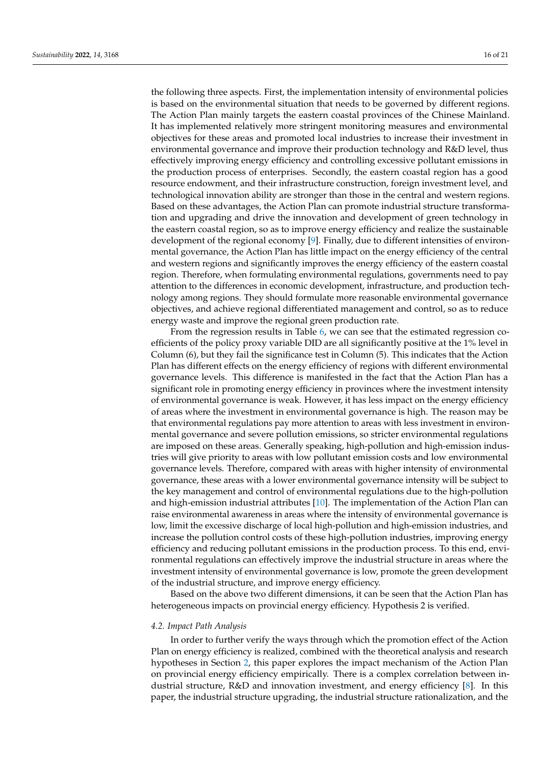the following three aspects. First, the implementation intensity of environmental policies is based on the environmental situation that needs to be governed by different regions. The Action Plan mainly targets the eastern coastal provinces of the Chinese Mainland. It has implemented relatively more stringent monitoring measures and environmental objectives for these areas and promoted local industries to increase their investment in environmental governance and improve their production technology and R&D level, thus effectively improving energy efficiency and controlling excessive pollutant emissions in the production process of enterprises. Secondly, the eastern coastal region has a good resource endowment, and their infrastructure construction, foreign investment level, and technological innovation ability are stronger than those in the central and western regions. Based on these advantages, the Action Plan can promote industrial structure transformation and upgrading and drive the innovation and development of green technology in the eastern coastal region, so as to improve energy efficiency and realize the sustainable development of the regional economy [9]. Finally, due to different intensities of environmental governance, the Action Plan has little impact on the energy efficiency of the central and western regions and significantly improves the energy efficiency of the eastern coastal region. Therefore, when formulating environmental regulations, governments need to pay attention to the differences in economic development, infrastructure, and production technology among regions. They should formulate more reasonable environmental governance objectives, and achieve regional differentiated management and control, so as to reduce energy waste and improve the regional green production rate.

From the regression results in Table 6, we can see that the estimated regression coefficients of the policy proxy variable DID are all significantly positive at the 1% level in Column (6), but they fail the significance test in Column (5). This indicates that the Action Plan has different effects on the energy efficiency of regions with different environmental governance levels. This difference is manifested in the fact that the Action Plan has a significant role in promoting energy efficiency in provinces where the investment intensity of environmental governance is weak. However, it has less impact on the energy efficiency of areas where the investment in environmental governance is high. The reason may be that environmental regulations pay more attention to areas with less investment in environmental governance and severe pollution emissions, so stricter environmental regulations are imposed on these areas. Generally speaking, high-pollution and high-emission industries will give priority to areas with low pollutant emission costs and low environmental governance levels. Therefore, compared with areas with higher intensity of environmental governance, these areas with a lower environmental governance intensity will be subject to the key management and control of environmental regulations due to the high-pollution and high-emission industrial attributes [10]. The implementation of the Action Plan can raise environmental awareness in areas where the intensity of environmental governance is low, limit the excessive discharge of local high-pollution and high-emission industries, and increase the pollution control costs of these high-pollution industries, improving energy efficiency and reducing pollutant emissions in the production process. To this end, environmental regulations can effectively improve the industrial structure in areas where the investment intensity of environmental governance is low, promote the green development of the industrial structure, and improve energy efficiency.

Based on the above two different dimensions, it can be seen that the Action Plan has heterogeneous impacts on provincial energy efficiency. Hypothesis 2 is verified.

### *4.2. Impact Path Analysis*

In order to further verify the ways through which the promotion effect of the Action Plan on energy efficiency is realized, combined with the theoretical analysis and research hypotheses in Section 2, this paper explores the impact mechanism of the Action Plan on provincial energy efficiency empirically. There is a complex correlation between industrial structure, R&D and innovation investment, and energy efficiency [8]. In this paper, the industrial structure upgrading, the industrial structure rationalization, and the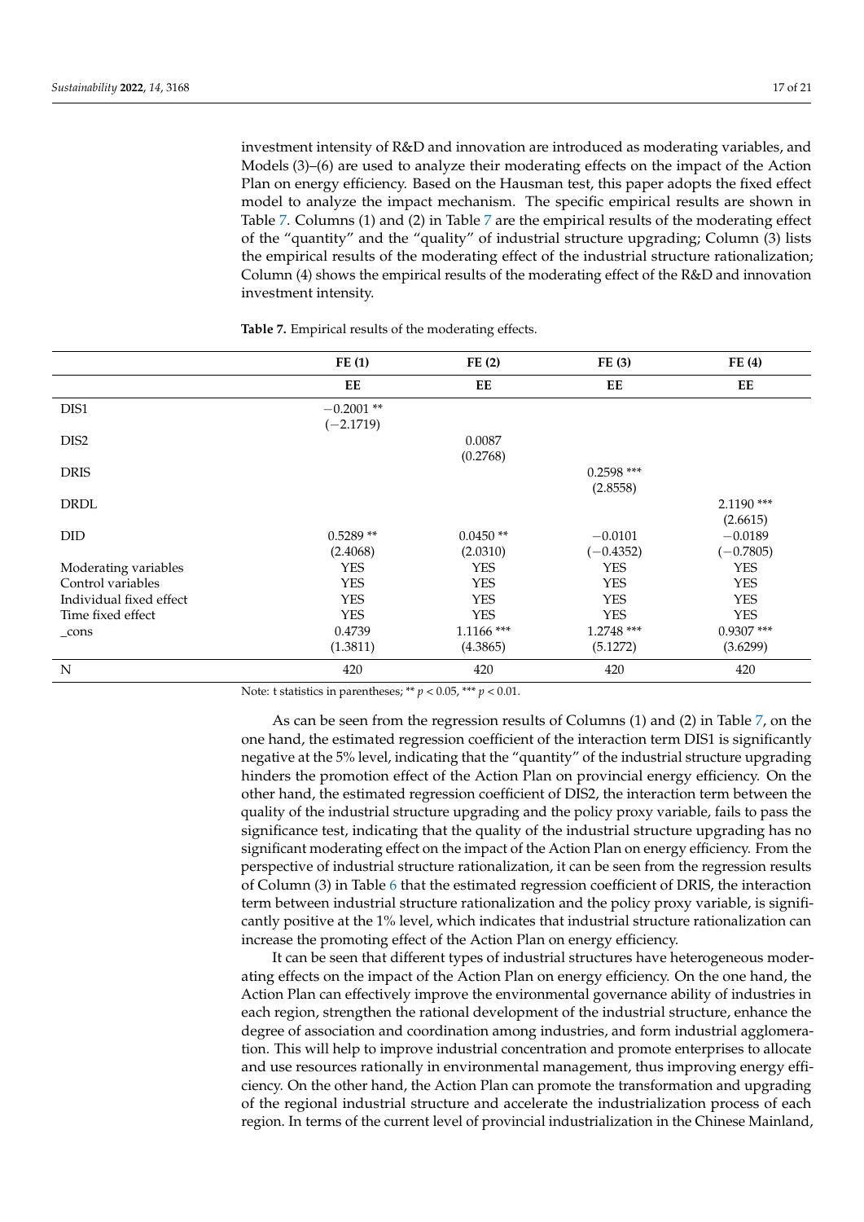investment intensity of R&D and innovation are introduced as moderating variables, and Models (3)–(6) are used to analyze their moderating effects on the impact of the Action Plan on energy efficiency. Based on the Hausman test, this paper adopts the fixed effect model to analyze the impact mechanism. The specific empirical results are shown in Table 7. Columns (1) and (2) in Table 7 are the empirical results of the moderating effect of the "quantity" and the "quality" of industrial structure upgrading; Column (3) lists the empirical results of the moderating effect of the industrial structure rationalization; Column (4) shows the empirical results of the moderating effect of the R&D and innovation investment intensity.

**Table 7.** Empirical results of the moderating effects.

| | FE (1) | FE (2) | FE (3) | FE (4) |
|---|---|---|---|---|
| | EE | EE | EE | EE |
| DIS1 | −0.2001 ** | | | |
| | (−2.1719) | | | |
| DIS2 | | 0.0087 | | |
| | | (0.2768) | | |
| DRIS | | | 0.2598 *** | |
| | | | (2.8558) | |
| DRDL | | | | 2.1190 *** |
| | | | | (2.6615) |
| DID | 0.5289 ** | 0.0450 ** | −0.0101 | −0.0189 |
| | (2.4068) | (2.0310) | (−0.4352) | (−0.7805) |
| Moderating variables | YES | YES | YES | YES |
| Control variables | YES | YES | YES | YES |
| Individual fixed effect | YES | YES | YES | YES |
| Time fixed effect | YES | YES | YES | YES |
| _cons | 0.4739 | 1.1166 *** | 1.2748 *** | 0.9307 *** |
| | (1.3811) | (4.3865) | (5.1272) | (3.6299) |
| N | 420 | 420 | 420 | 420 |

Note: t statistics in parentheses; ** $p < 0.05$, *** $p < 0.01$.

As can be seen from the regression results of Columns (1) and (2) in Table 7, on the one hand, the estimated regression coefficient of the interaction term DIS1 is significantly negative at the 5% level, indicating that the "quantity" of the industrial structure upgrading hinders the promotion effect of the Action Plan on provincial energy efficiency. On the other hand, the estimated regression coefficient of DIS2, the interaction term between the quality of the industrial structure upgrading and the policy proxy variable, fails to pass the significance test, indicating that the quality of the industrial structure upgrading has no significant moderating effect on the impact of the Action Plan on energy efficiency. From the perspective of industrial structure rationalization, it can be seen from the regression results of Column (3) in Table 6 that the estimated regression coefficient of DRIS, the interaction term between industrial structure rationalization and the policy proxy variable, is significantly positive at the 1% level, which indicates that industrial structure rationalization can increase the promoting effect of the Action Plan on energy efficiency.

It can be seen that different types of industrial structures have heterogeneous moderating effects on the impact of the Action Plan on energy efficiency. On the one hand, the Action Plan can effectively improve the environmental governance ability of industries in each region, strengthen the rational development of the industrial structure, enhance the degree of association and coordination among industries, and form industrial agglomeration. This will help to improve industrial concentration and promote enterprises to allocate and use resources rationally in environmental management, thus improving energy efficiency. On the other hand, the Action Plan can promote the transformation and upgrading of the regional industrial structure and accelerate the industrialization process of each region. In terms of the current level of provincial industrialization in the Chinese Mainland,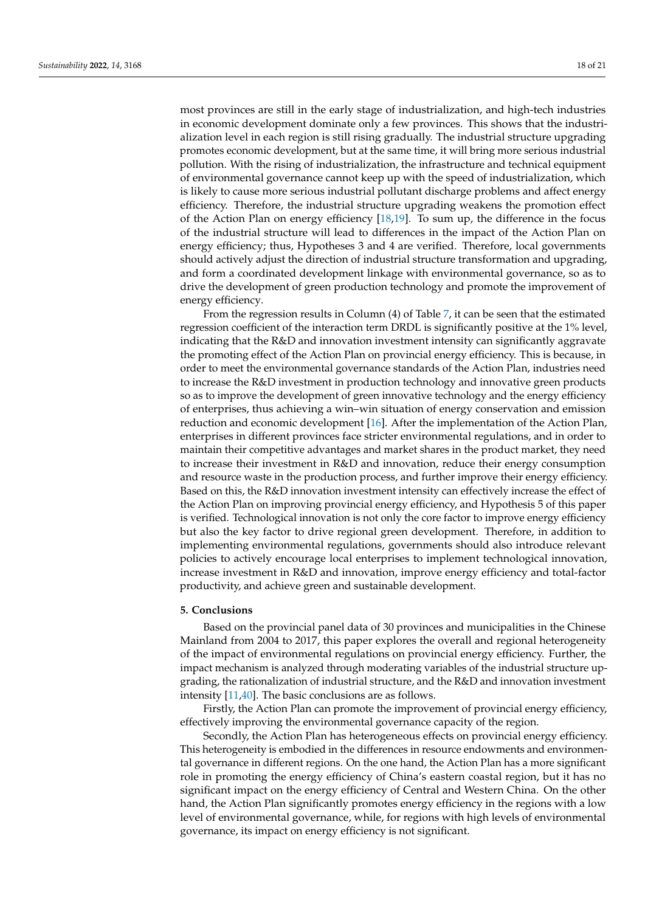most provinces are still in the early stage of industrialization, and high-tech industries in economic development dominate only a few provinces. This shows that the industrialization level in each region is still rising gradually. The industrial structure upgrading promotes economic development, but at the same time, it will bring more serious industrial pollution. With the rising of industrialization, the infrastructure and technical equipment of environmental governance cannot keep up with the speed of industrialization, which is likely to cause more serious industrial pollutant discharge problems and affect energy efficiency. Therefore, the industrial structure upgrading weakens the promotion effect of the Action Plan on energy efficiency [18,19]. To sum up, the difference in the focus of the industrial structure will lead to differences in the impact of the Action Plan on energy efficiency; thus, Hypotheses 3 and 4 are verified. Therefore, local governments should actively adjust the direction of industrial structure transformation and upgrading, and form a coordinated development linkage with environmental governance, so as to drive the development of green production technology and promote the improvement of energy efficiency.

From the regression results in Column (4) of Table 7, it can be seen that the estimated regression coefficient of the interaction term DRDL is significantly positive at the 1% level, indicating that the R&D and innovation investment intensity can significantly aggravate the promoting effect of the Action Plan on provincial energy efficiency. This is because, in order to meet the environmental governance standards of the Action Plan, industries need to increase the R&D investment in production technology and innovative green products so as to improve the development of green innovative technology and the energy efficiency of enterprises, thus achieving a win–win situation of energy conservation and emission reduction and economic development [16]. After the implementation of the Action Plan, enterprises in different provinces face stricter environmental regulations, and in order to maintain their competitive advantages and market shares in the product market, they need to increase their investment in R&D and innovation, reduce their energy consumption and resource waste in the production process, and further improve their energy efficiency. Based on this, the R&D innovation investment intensity can effectively increase the effect of the Action Plan on improving provincial energy efficiency, and Hypothesis 5 of this paper is verified. Technological innovation is not only the core factor to improve energy efficiency but also the key factor to drive regional green development. Therefore, in addition to implementing environmental regulations, governments should also introduce relevant policies to actively encourage local enterprises to implement technological innovation, increase investment in R&D and innovation, improve energy efficiency and total-factor productivity, and achieve green and sustainable development.

## 5. Conclusions

Based on the provincial panel data of 30 provinces and municipalities in the Chinese Mainland from 2004 to 2017, this paper explores the overall and regional heterogeneity of the impact of environmental regulations on provincial energy efficiency. Further, the impact mechanism is analyzed through moderating variables of the industrial structure upgrading, the rationalization of industrial structure, and the R&D and innovation investment intensity [11,40]. The basic conclusions are as follows.

Firstly, the Action Plan can promote the improvement of provincial energy efficiency, effectively improving the environmental governance capacity of the region.

Secondly, the Action Plan has heterogeneous effects on provincial energy efficiency. This heterogeneity is embodied in the differences in resource endowments and environmental governance in different regions. On the one hand, the Action Plan has a more significant role in promoting the energy efficiency of China's eastern coastal region, but it has no significant impact on the energy efficiency of Central and Western China. On the other hand, the Action Plan significantly promotes energy efficiency in the regions with a low level of environmental governance, while, for regions with high levels of environmental governance, its impact on energy efficiency is not significant.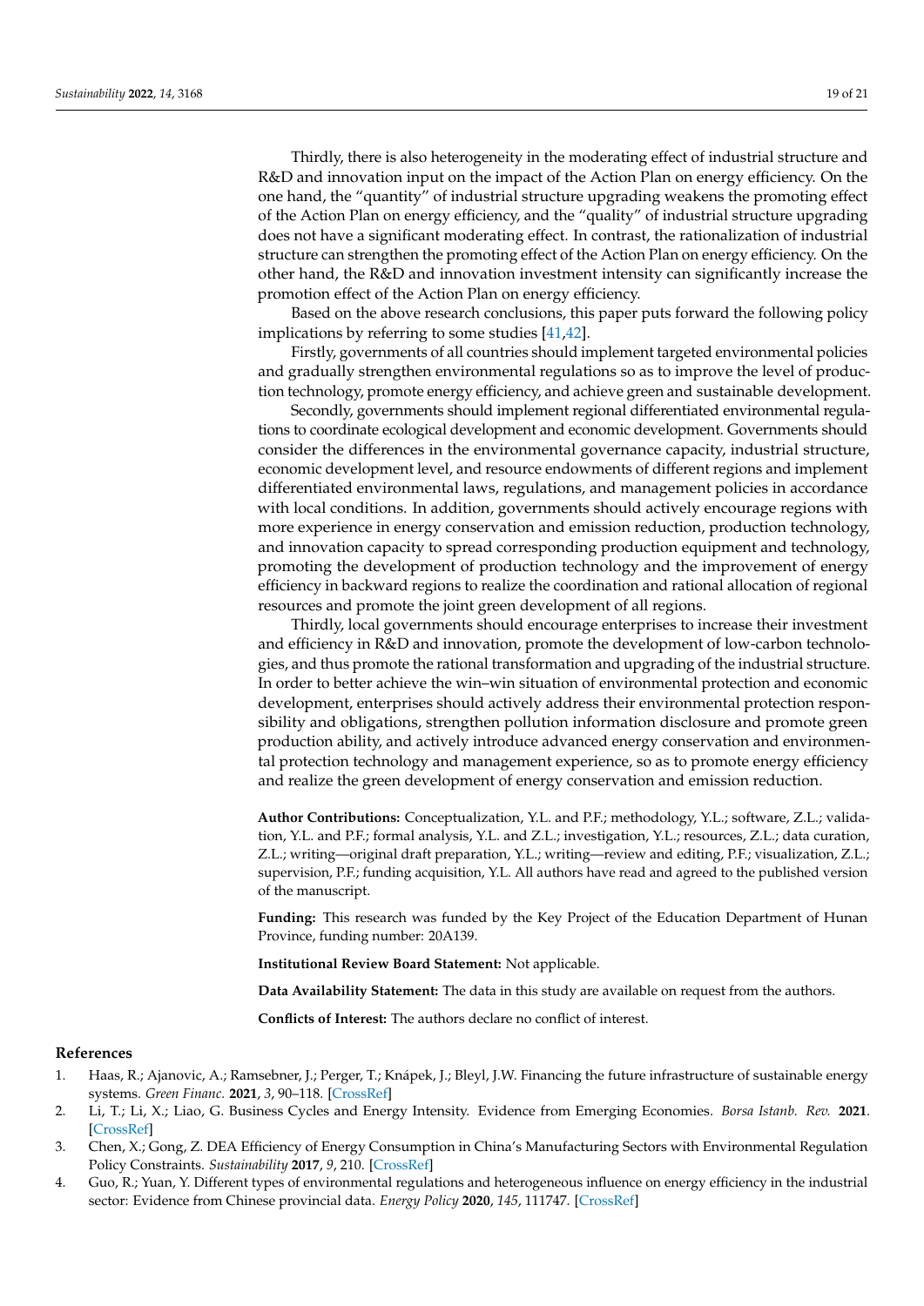Thirdly, there is also heterogeneity in the moderating effect of industrial structure and R&D and innovation input on the impact of the Action Plan on energy efficiency. On the one hand, the "quantity" of industrial structure upgrading weakens the promoting effect of the Action Plan on energy efficiency, and the "quality" of industrial structure upgrading does not have a significant moderating effect. In contrast, the rationalization of industrial structure can strengthen the promoting effect of the Action Plan on energy efficiency. On the other hand, the R&D and innovation investment intensity can significantly increase the promotion effect of the Action Plan on energy efficiency.

Based on the above research conclusions, this paper puts forward the following policy implications by referring to some studies [41,42].

Firstly, governments of all countries should implement targeted environmental policies and gradually strengthen environmental regulations so as to improve the level of production technology, promote energy efficiency, and achieve green and sustainable development.

Secondly, governments should implement regional differentiated environmental regulations to coordinate ecological development and economic development. Governments should consider the differences in the environmental governance capacity, industrial structure, economic development level, and resource endowments of different regions and implement differentiated environmental laws, regulations, and management policies in accordance with local conditions. In addition, governments should actively encourage regions with more experience in energy conservation and emission reduction, production technology, and innovation capacity to spread corresponding production equipment and technology, promoting the development of production technology and the improvement of energy efficiency in backward regions to realize the coordination and rational allocation of regional resources and promote the joint green development of all regions.

Thirdly, local governments should encourage enterprises to increase their investment and efficiency in R&D and innovation, promote the development of low-carbon technologies, and thus promote the rational transformation and upgrading of the industrial structure. In order to better achieve the win–win situation of environmental protection and economic development, enterprises should actively address their environmental protection responsibility and obligations, strengthen pollution information disclosure and promote green production ability, and actively introduce advanced energy conservation and environmental protection technology and management experience, so as to promote energy efficiency and realize the green development of energy conservation and emission reduction.

**Author Contributions:** Conceptualization, Y.L. and P.F.; methodology, Y.L.; software, Z.L.; validation, Y.L. and P.F.; formal analysis, Y.L. and Z.L.; investigation, Y.L.; resources, Z.L.; data curation, Z.L.; writing—original draft preparation, Y.L.; writing—review and editing, P.F.; visualization, Z.L.; supervision, P.F.; funding acquisition, Y.L. All authors have read and agreed to the published version of the manuscript.

**Funding:** This research was funded by the Key Project of the Education Department of Hunan Province, funding number: 20A139.

**Institutional Review Board Statement:** Not applicable.

**Data Availability Statement:** The data in this study are available on request from the authors.

**Conflicts of Interest:** The authors declare no conflict of interest.

## References

1. Haas, R.; Ajanovic, A.; Ramsebner, J.; Perger, T.; Knápek, J.; Bleyl, J.W. Financing the future infrastructure of sustainable energy systems. *Green Financ.* **2021**, *3*, 90–118. [CrossRef]
2. Li, T.; Li, X.; Liao, G. Business Cycles and Energy Intensity. Evidence from Emerging Economies. *Borsa Istanb. Rev.* **2021**. [CrossRef]
3. Chen, X.; Gong, Z. DEA Efficiency of Energy Consumption in China's Manufacturing Sectors with Environmental Regulation Policy Constraints. *Sustainability* **2017**, *9*, 210. [CrossRef]
4. Guo, R.; Yuan, Y. Different types of environmental regulations and heterogeneous influence on energy efficiency in the industrial sector: Evidence from Chinese provincial data. *Energy Policy* **2020**, *145*, 111747. [CrossRef]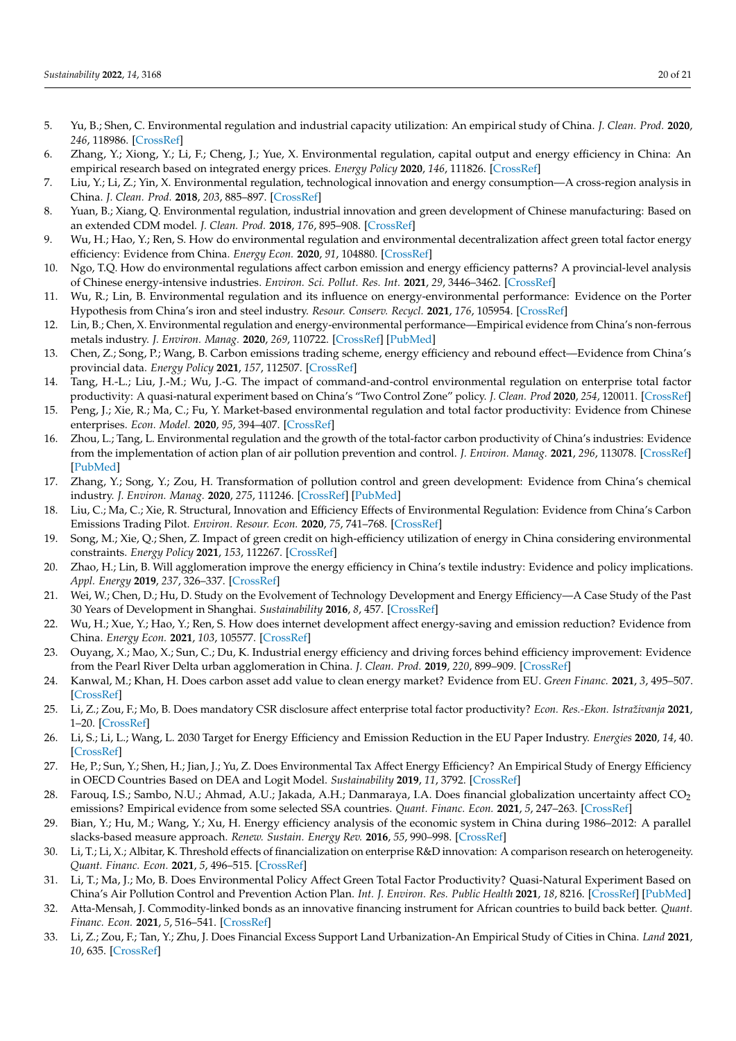5. Yu, B.; Shen, C. Environmental regulation and industrial capacity utilization: An empirical study of China. *J. Clean. Prod.* **2020**, *246*, 118986. [CrossRef]
6. Zhang, Y.; Xiong, Y.; Li, F.; Cheng, J.; Yue, X. Environmental regulation, capital output and energy efficiency in China: An empirical research based on integrated energy prices. *Energy Policy* **2020**, *146*, 111826. [CrossRef]
7. Liu, Y.; Li, Z.; Yin, X. Environmental regulation, technological innovation and energy consumption—A cross-region analysis in China. *J. Clean. Prod.* **2018**, *203*, 885–897. [CrossRef]
8. Yuan, B.; Xiang, Q. Environmental regulation, industrial innovation and green development of Chinese manufacturing: Based on an extended CDM model. *J. Clean. Prod.* **2018**, *176*, 895–908. [CrossRef]
9. Wu, H.; Hao, Y.; Ren, S. How do environmental regulation and environmental decentralization affect green total factor energy efficiency: Evidence from China. *Energy Econ.* **2020**, *91*, 104880. [CrossRef]
10. Ngo, T.Q. How do environmental regulations affect carbon emission and energy efficiency patterns? A provincial-level analysis of Chinese energy-intensive industries. *Environ. Sci. Pollut. Res. Int.* **2021**, *29*, 3446–3462. [CrossRef]
11. Wu, R.; Lin, B. Environmental regulation and its influence on energy-environmental performance: Evidence on the Porter Hypothesis from China's iron and steel industry. *Resour. Conserv. Recycl.* **2021**, *176*, 105954. [CrossRef]
12. Lin, B.; Chen, X. Environmental regulation and energy-environmental performance—Empirical evidence from China's non-ferrous metals industry. *J. Environ. Manag.* **2020**, *269*, 110722. [CrossRef] [PubMed]
13. Chen, Z.; Song, P.; Wang, B. Carbon emissions trading scheme, energy efficiency and rebound effect—Evidence from China's provincial data. *Energy Policy* **2021**, *157*, 112507. [CrossRef]
14. Tang, H.-L.; Liu, J.-M.; Wu, J.-G. The impact of command-and-control environmental regulation on enterprise total factor productivity: A quasi-natural experiment based on China's "Two Control Zone" policy. *J. Clean. Prod* **2020**, *254*, 120011. [CrossRef]
15. Peng, J.; Xie, R.; Ma, C.; Fu, Y. Market-based environmental regulation and total factor productivity: Evidence from Chinese enterprises. *Econ. Model.* **2020**, *95*, 394–407. [CrossRef]
16. Zhou, L.; Tang, L. Environmental regulation and the growth of the total-factor carbon productivity of China's industries: Evidence from the implementation of action plan of air pollution prevention and control. *J. Environ. Manag.* **2021**, *296*, 113078. [CrossRef] [PubMed]
17. Zhang, Y.; Song, Y.; Zou, H. Transformation of pollution control and green development: Evidence from China's chemical industry. *J. Environ. Manag.* **2020**, *275*, 111246. [CrossRef] [PubMed]
18. Liu, C.; Ma, C.; Xie, R. Structural, Innovation and Efficiency Effects of Environmental Regulation: Evidence from China's Carbon Emissions Trading Pilot. *Environ. Resour. Econ.* **2020**, *75*, 741–768. [CrossRef]
19. Song, M.; Xie, Q.; Shen, Z. Impact of green credit on high-efficiency utilization of energy in China considering environmental constraints. *Energy Policy* **2021**, *153*, 112267. [CrossRef]
20. Zhao, H.; Lin, B. Will agglomeration improve the energy efficiency in China's textile industry: Evidence and policy implications. *Appl. Energy* **2019**, *237*, 326–337. [CrossRef]
21. Wei, W.; Chen, D.; Hu, D. Study on the Evolvement of Technology Development and Energy Efficiency—A Case Study of the Past 30 Years of Development in Shanghai. *Sustainability* **2016**, *8*, 457. [CrossRef]
22. Wu, H.; Xue, Y.; Hao, Y.; Ren, S. How does internet development affect energy-saving and emission reduction? Evidence from China. *Energy Econ.* **2021**, *103*, 105577. [CrossRef]
23. Ouyang, X.; Mao, X.; Sun, C.; Du, K. Industrial energy efficiency and driving forces behind efficiency improvement: Evidence from the Pearl River Delta urban agglomeration in China. *J. Clean. Prod.* **2019**, *220*, 899–909. [CrossRef]
24. Kanwal, M.; Khan, H. Does carbon asset add value to clean energy market? Evidence from EU. *Green Financ.* **2021**, *3*, 495–507. [CrossRef]
25. Li, Z.; Zou, F.; Mo, B. Does mandatory CSR disclosure affect enterprise total factor productivity? *Econ. Res.-Ekon. Istraživanja* **2021**, 1–20. [CrossRef]
26. Li, S.; Li, L.; Wang, L. 2030 Target for Energy Efficiency and Emission Reduction in the EU Paper Industry. *Energies* **2020**, *14*, 40. [CrossRef]
27. He, P.; Sun, Y.; Shen, H.; Jian, J.; Yu, Z. Does Environmental Tax Affect Energy Efficiency? An Empirical Study of Energy Efficiency in OECD Countries Based on DEA and Logit Model. *Sustainability* **2019**, *11*, 3792. [CrossRef]
28. Farouq, I.S.; Sambo, N.U.; Ahmad, A.U.; Jakada, A.H.; Danmaraya, I.A. Does financial globalization uncertainty affect $CO_2$ emissions? Empirical evidence from some selected SSA countries. *Quant. Financ. Econ.* **2021**, *5*, 247–263. [CrossRef]
29. Bian, Y.; Hu, M.; Wang, Y.; Xu, H. Energy efficiency analysis of the economic system in China during 1986–2012: A parallel slacks-based measure approach. *Renew. Sustain. Energy Rev.* **2016**, *55*, 990–998. [CrossRef]
30. Li, T.; Li, X.; Albitar, K. Threshold effects of financialization on enterprise R&D innovation: A comparison research on heterogeneity. *Quant. Financ. Econ.* **2021**, *5*, 496–515. [CrossRef]
31. Li, T.; Ma, J.; Mo, B. Does Environmental Policy Affect Green Total Factor Productivity? Quasi-Natural Experiment Based on China's Air Pollution Control and Prevention Action Plan. *Int. J. Environ. Res. Public Health* **2021**, *18*, 8216. [CrossRef] [PubMed]
32. Atta-Mensah, J. Commodity-linked bonds as an innovative financing instrument for African countries to build back better. *Quant. Financ. Econ.* **2021**, *5*, 516–541. [CrossRef]
33. Li, Z.; Zou, F.; Tan, Y.; Zhu, J. Does Financial Excess Support Land Urbanization-An Empirical Study of Cities in China. *Land* **2021**, *10*, 635. [CrossRef]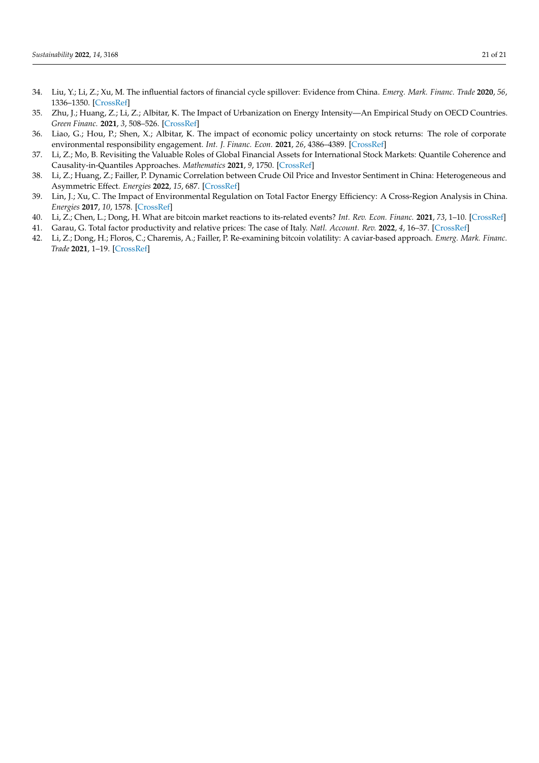34. Liu, Y.; Li, Z.; Xu, M. The influential factors of financial cycle spillover: Evidence from China. *Emerg. Mark. Financ. Trade* **2020**, *56*, 1336–1350. [CrossRef]
35. Zhu, J.; Huang, Z.; Li, Z.; Albitar, K. The Impact of Urbanization on Energy Intensity—An Empirical Study on OECD Countries. *Green Financ.* **2021**, *3*, 508–526. [CrossRef]
36. Liao, G.; Hou, P.; Shen, X.; Albitar, K. The impact of economic policy uncertainty on stock returns: The role of corporate environmental responsibility engagement. *Int. J. Financ. Econ.* **2021**, *26*, 4386–4389. [CrossRef]
37. Li, Z.; Mo, B. Revisiting the Valuable Roles of Global Financial Assets for International Stock Markets: Quantile Coherence and Causality-in-Quantiles Approaches. *Mathematics* **2021**, *9*, 1750. [CrossRef]
38. Li, Z.; Huang, Z.; Failler, P. Dynamic Correlation between Crude Oil Price and Investor Sentiment in China: Heterogeneous and Asymmetric Effect. *Energies* **2022**, *15*, 687. [CrossRef]
39. Lin, J.; Xu, C. The Impact of Environmental Regulation on Total Factor Energy Efficiency: A Cross-Region Analysis in China. *Energies* **2017**, *10*, 1578. [CrossRef]
40. Li, Z.; Chen, L.; Dong, H. What are bitcoin market reactions to its-related events? *Int. Rev. Econ. Financ.* **2021**, *73*, 1–10. [CrossRef]
41. Garau, G. Total factor productivity and relative prices: The case of Italy. *Natl. Account. Rev.* **2022**, *4*, 16–37. [CrossRef]
42. Li, Z.; Dong, H.; Floros, C.; Charemis, A.; Failler, P. Re-examining bitcoin volatility: A caviar-based approach. *Emerg. Mark. Financ. Trade* **2021**, 1–19. [CrossRef]